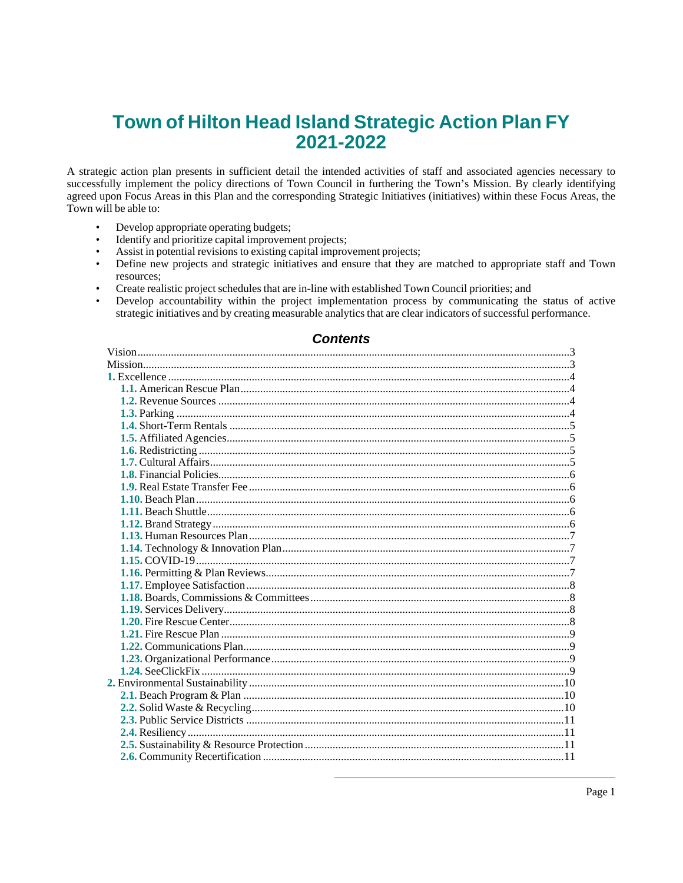# Town of Hilton Head Island Strategic Action Plan FY 2021-2022

A strategic action plan presents in sufficient detail the intended activities of staff and associated agencies necessary to successfully implement the policy directions of Town Council in furthering the Town's Mission. By clearly identifying agreed upon Focus Areas in this Plan and the corresponding Strategic Initiatives (initiatives) within these Focus Areas, the Town will be able to:

- Develop appropriate operating budgets;
- Identify and prioritize capital improvement projects;
- Assist in potential revisions to existing capital improvement projects;
- Define new projects and strategic initiatives and ensure that they are matched to appropriate staff and Town resources;
- Create realistic project schedules that are in-line with established Town Council priorities; and
- Develop accountability within the project implementation process by communicating the status of active strategic initiatives and by creating measurable analytics that are clear indicators of successful performance.

## *Contents*

Vision....3
Mission....3
**1.** Excellence....4
- **1.1.** American Rescue Plan....4
- **1.2.** Revenue Sources....4
- **1.3.** Parking....4
- **1.4.** Short-Term Rentals....5
- **1.5.** Affiliated Agencies....5
- **1.6.** Redistricting....5
- **1.7.** Cultural Affairs....5
- **1.8.** Financial Policies....6
- **1.9.** Real Estate Transfer Fee....6
- **1.10.** Beach Plan....6
- **1.11.** Beach Shuttle....6
- **1.12.** Brand Strategy....6
- **1.13.** Human Resources Plan....7
- **1.14.** Technology & Innovation Plan....7
- **1.15.** COVID-19....7
- **1.16.** Permitting & Plan Reviews....7
- **1.17.** Employee Satisfaction....8
- **1.18.** Boards, Commissions & Committees....8
- **1.19.** Services Delivery....8
- **1.20.** Fire Rescue Center....8
- **1.21.** Fire Rescue Plan....9
- **1.22.** Communications Plan....9
- **1.23.** Organizational Performance....9
- **1.24.** SeeClickFix....9

**2.** Environmental Sustainability....10
- **2.1.** Beach Program & Plan....10
- **2.2.** Solid Waste & Recycling....10
- **2.3.** Public Service Districts....11
- **2.4.** Resiliency....11
- **2.5.** Sustainability & Resource Protection....11
- **2.6.** Community Recertification....11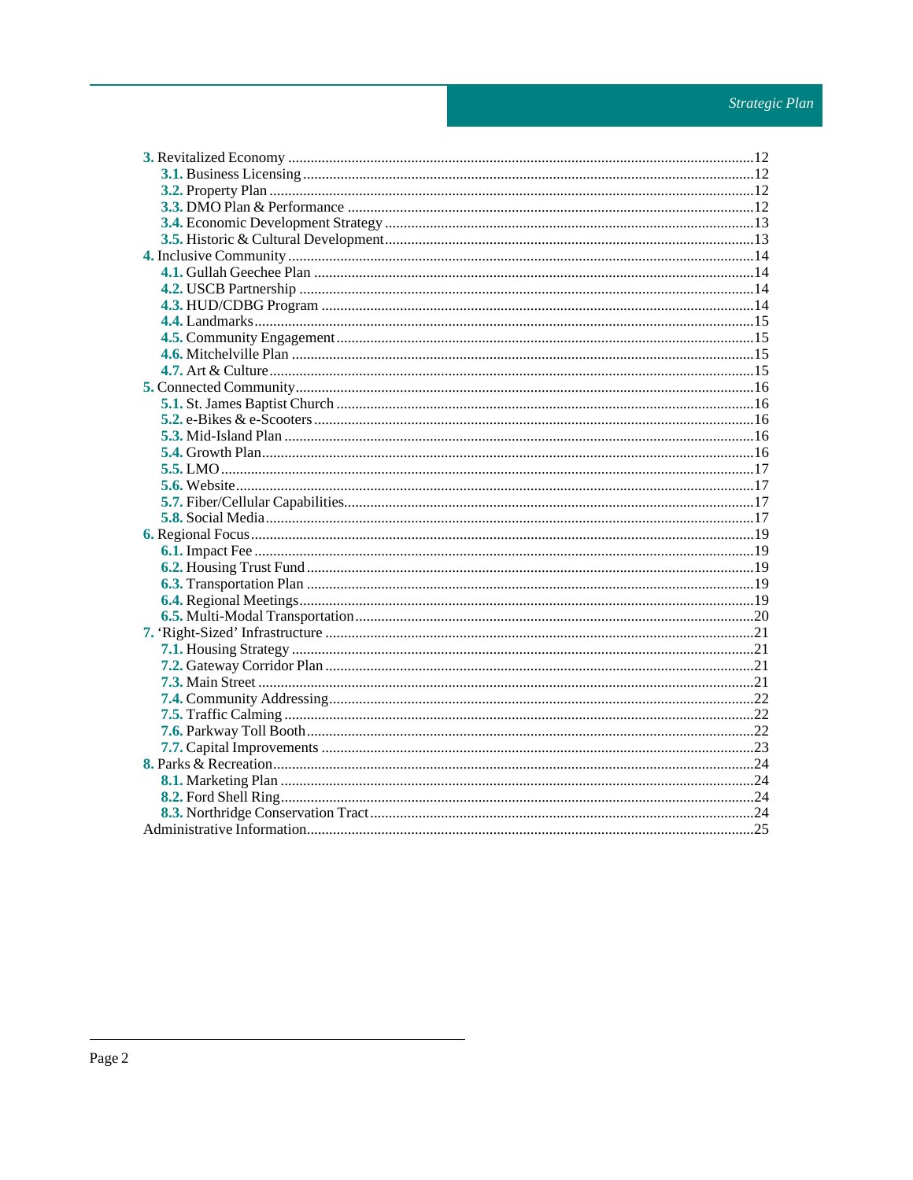- **3.** Revitalized Economy ........ 12
  - **3.1.** Business Licensing ........ 12
  - **3.2.** Property Plan ........ 12
  - **3.3.** DMO Plan & Performance ........ 12
  - **3.4.** Economic Development Strategy ........ 13
  - **3.5.** Historic & Cultural Development ........ 13
- **4.** Inclusive Community ........ 14
  - **4.1.** Gullah Geechee Plan ........ 14
  - **4.2.** USCB Partnership ........ 14
  - **4.3.** HUD/CDBG Program ........ 14
  - **4.4.** Landmarks ........ 15
  - **4.5.** Community Engagement ........ 15
  - **4.6.** Mitchelville Plan ........ 15
  - **4.7.** Art & Culture ........ 15
- **5.** Connected Community ........ 16
  - **5.1.** St. James Baptist Church ........ 16
  - **5.2.** e-Bikes & e-Scooters ........ 16
  - **5.3.** Mid-Island Plan ........ 16
  - **5.4.** Growth Plan ........ 16
  - **5.5.** LMO ........ 17
  - **5.6.** Website ........ 17
  - **5.7.** Fiber/Cellular Capabilities ........ 17
  - **5.8.** Social Media ........ 17
- **6.** Regional Focus ........ 19
  - **6.1.** Impact Fee ........ 19
  - **6.2.** Housing Trust Fund ........ 19
  - **6.3.** Transportation Plan ........ 19
  - **6.4.** Regional Meetings ........ 19
  - **6.5.** Multi-Modal Transportation ........ 20
- **7.** 'Right-Sized' Infrastructure ........ 21
  - **7.1.** Housing Strategy ........ 21
  - **7.2.** Gateway Corridor Plan ........ 21
  - **7.3.** Main Street ........ 21
  - **7.4.** Community Addressing ........ 22
  - **7.5.** Traffic Calming ........ 22
  - **7.6.** Parkway Toll Booth ........ 22
  - **7.7.** Capital Improvements ........ 23
- **8.** Parks & Recreation ........ 24
  - **8.1.** Marketing Plan ........ 24
  - **8.2.** Ford Shell Ring ........ 24
  - **8.3.** Northridge Conservation Tract ........ 24
- Administrative Information ........ 25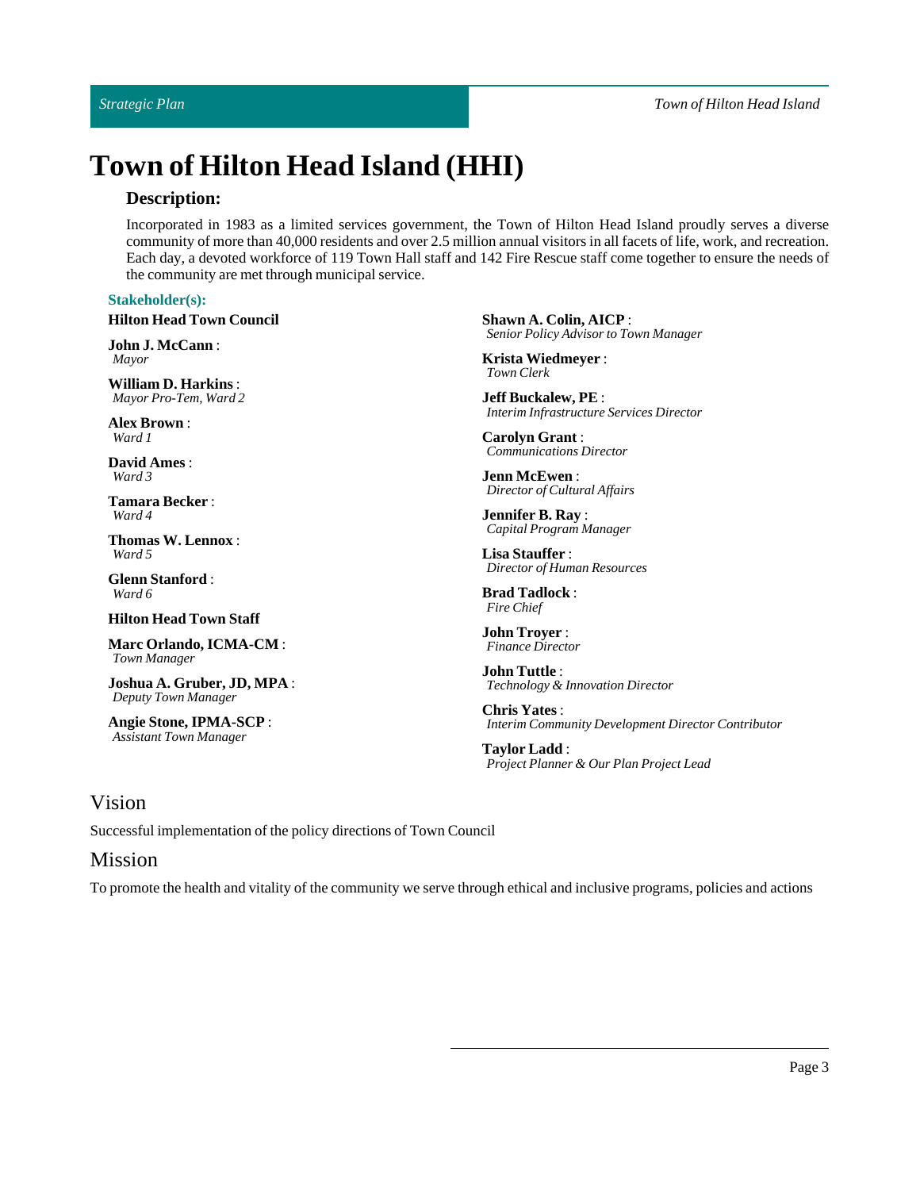# Town of Hilton Head Island (HHI)

## Description:

Incorporated in 1983 as a limited services government, the Town of Hilton Head Island proudly serves a diverse community of more than 40,000 residents and over 2.5 million annual visitors in all facets of life, work, and recreation. Each day, a devoted workforce of 119 Town Hall staff and 142 Fire Rescue staff come together to ensure the needs of the community are met through municipal service.

**Stakeholder(s):**

**Hilton Head Town Council**

**John J. McCann** :
*Mayor*

**William D. Harkins** :
*Mayor Pro-Tem, Ward 2*

**Alex Brown** :
*Ward 1*

**David Ames** :
*Ward 3*

**Tamara Becker** :
*Ward 4*

**Thomas W. Lennox** :
*Ward 5*

**Glenn Stanford** :
*Ward 6*

**Hilton Head Town Staff**

**Marc Orlando, ICMA-CM** :
*Town Manager*

**Joshua A. Gruber, JD, MPA** :
*Deputy Town Manager*

**Angie Stone, IPMA-SCP** :
*Assistant Town Manager*

**Shawn A. Colin, AICP** :
*Senior Policy Advisor to Town Manager*

**Krista Wiedmeyer** :
*Town Clerk*

**Jeff Buckalew, PE** :
*Interim Infrastructure Services Director*

**Carolyn Grant** :
*Communications Director*

**Jenn McEwen** :
*Director of Cultural Affairs*

**Jennifer B. Ray** :
*Capital Program Manager*

**Lisa Stauffer** :
*Director of Human Resources*

**Brad Tadlock** :
*Fire Chief*

**John Troyer** :
*Finance Director*

**John Tuttle** :
*Technology & Innovation Director*

**Chris Yates** :
*Interim Community Development Director Contributor*

**Taylor Ladd** :
*Project Planner & Our Plan Project Lead*

## Vision

Successful implementation of the policy directions of Town Council

## Mission

To promote the health and vitality of the community we serve through ethical and inclusive programs, policies and actions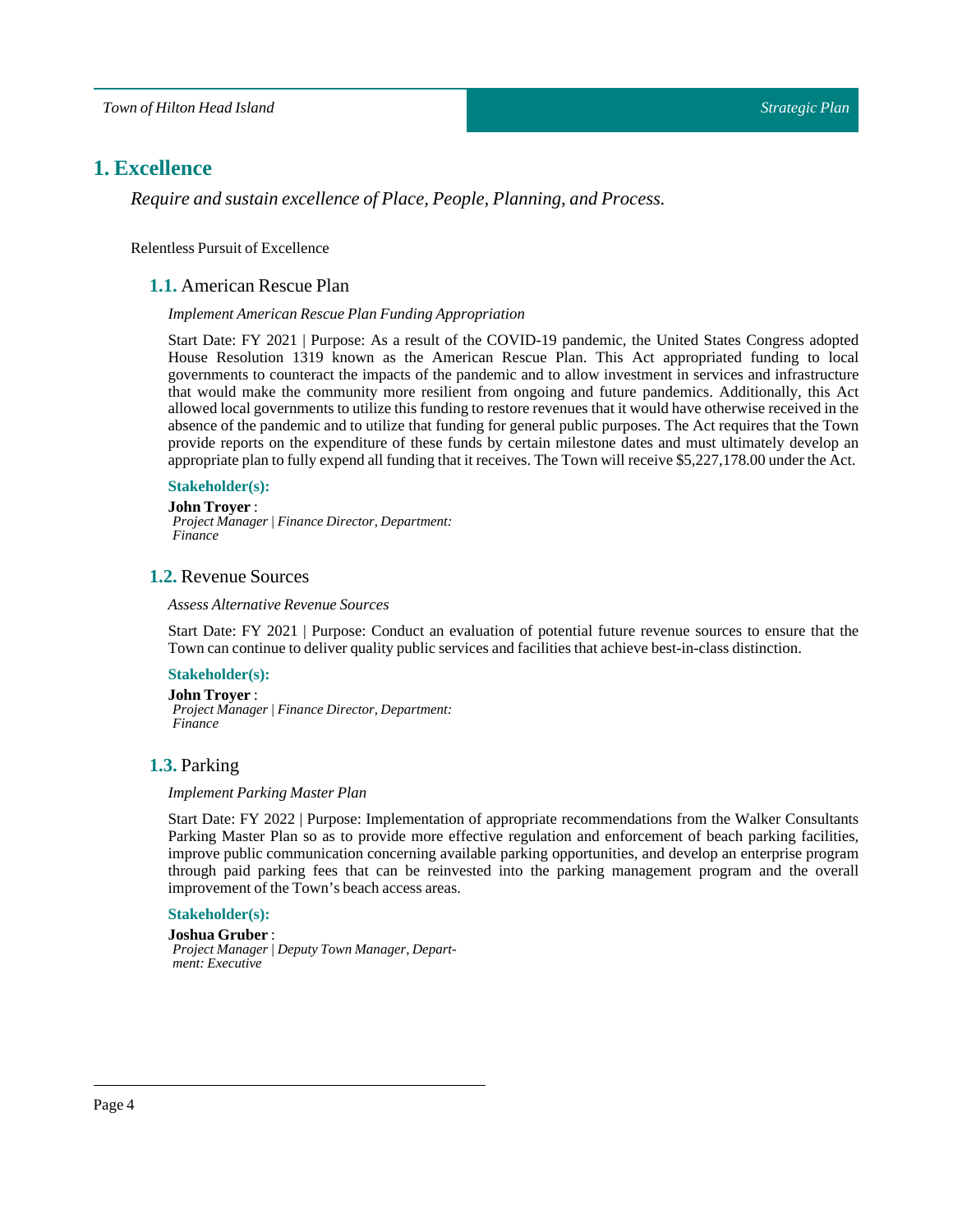# 1. Excellence

*Require and sustain excellence of Place, People, Planning, and Process.*

Relentless Pursuit of Excellence

## 1.1. American Rescue Plan

*Implement American Rescue Plan Funding Appropriation*

Start Date: FY 2021 | Purpose: As a result of the COVID-19 pandemic, the United States Congress adopted House Resolution 1319 known as the American Rescue Plan. This Act appropriated funding to local governments to counteract the impacts of the pandemic and to allow investment in services and infrastructure that would make the community more resilient from ongoing and future pandemics. Additionally, this Act allowed local governments to utilize this funding to restore revenues that it would have otherwise received in the absence of the pandemic and to utilize that funding for general public purposes. The Act requires that the Town provide reports on the expenditure of these funds by certain milestone dates and must ultimately develop an appropriate plan to fully expend all funding that it receives. The Town will receive $5,227,178.00 under the Act.

**Stakeholder(s):**

**John Troyer** :
*Project Manager | Finance Director, Department: Finance*

## 1.2. Revenue Sources

*Assess Alternative Revenue Sources*

Start Date: FY 2021 | Purpose: Conduct an evaluation of potential future revenue sources to ensure that the Town can continue to deliver quality public services and facilities that achieve best-in-class distinction.

**Stakeholder(s):**

**John Troyer** :
*Project Manager | Finance Director, Department: Finance*

## 1.3. Parking

*Implement Parking Master Plan*

Start Date: FY 2022 | Purpose: Implementation of appropriate recommendations from the Walker Consultants Parking Master Plan so as to provide more effective regulation and enforcement of beach parking facilities, improve public communication concerning available parking opportunities, and develop an enterprise program through paid parking fees that can be reinvested into the parking management program and the overall improvement of the Town's beach access areas.

**Stakeholder(s):**

**Joshua Gruber** :
*Project Manager | Deputy Town Manager, Department: Executive*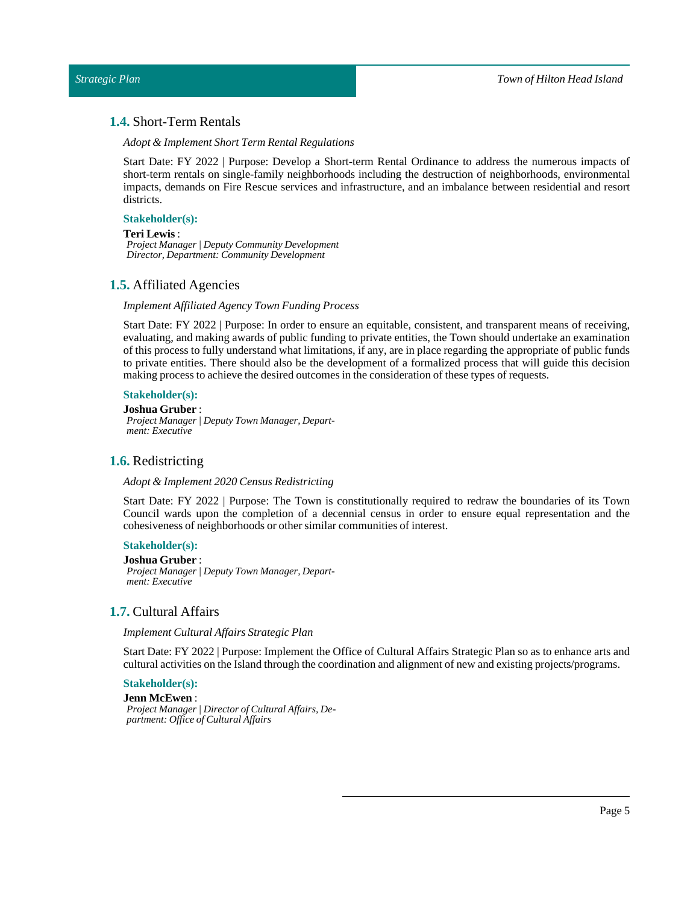## 1.4. Short-Term Rentals

*Adopt & Implement Short Term Rental Regulations*

Start Date: FY 2022 | Purpose: Develop a Short-term Rental Ordinance to address the numerous impacts of short-term rentals on single-family neighborhoods including the destruction of neighborhoods, environmental impacts, demands on Fire Rescue services and infrastructure, and an imbalance between residential and resort districts.

**Stakeholder(s):**

**Teri Lewis** :
*Project Manager | Deputy Community Development Director, Department: Community Development*

## 1.5. Affiliated Agencies

*Implement Affiliated Agency Town Funding Process*

Start Date: FY 2022 | Purpose: In order to ensure an equitable, consistent, and transparent means of receiving, evaluating, and making awards of public funding to private entities, the Town should undertake an examination of this process to fully understand what limitations, if any, are in place regarding the appropriate of public funds to private entities. There should also be the development of a formalized process that will guide this decision making process to achieve the desired outcomes in the consideration of these types of requests.

**Stakeholder(s):**

**Joshua Gruber** :
*Project Manager | Deputy Town Manager, Department: Executive*

## 1.6. Redistricting

*Adopt & Implement 2020 Census Redistricting*

Start Date: FY 2022 | Purpose: The Town is constitutionally required to redraw the boundaries of its Town Council wards upon the completion of a decennial census in order to ensure equal representation and the cohesiveness of neighborhoods or other similar communities of interest.

**Stakeholder(s):**

**Joshua Gruber** :
*Project Manager | Deputy Town Manager, Department: Executive*

## 1.7. Cultural Affairs

*Implement Cultural Affairs Strategic Plan*

Start Date: FY 2022 | Purpose: Implement the Office of Cultural Affairs Strategic Plan so as to enhance arts and cultural activities on the Island through the coordination and alignment of new and existing projects/programs.

**Stakeholder(s):**

**Jenn McEwen** :
*Project Manager | Director of Cultural Affairs, Department: Office of Cultural Affairs*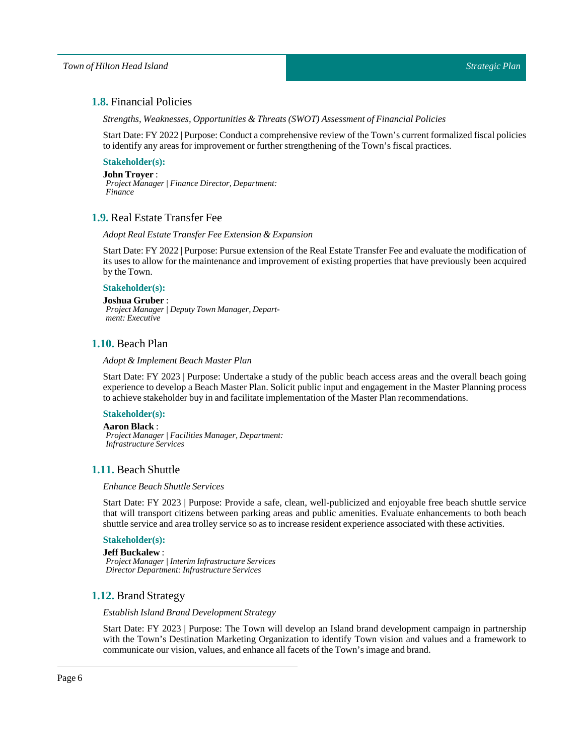## 1.8. Financial Policies

*Strengths, Weaknesses, Opportunities & Threats (SWOT) Assessment of Financial Policies*

Start Date: FY 2022 | Purpose: Conduct a comprehensive review of the Town's current formalized fiscal policies to identify any areas for improvement or further strengthening of the Town's fiscal practices.

**Stakeholder(s):**

**John Troyer** :
*Project Manager | Finance Director, Department: Finance*

## 1.9. Real Estate Transfer Fee

*Adopt Real Estate Transfer Fee Extension & Expansion*

Start Date: FY 2022 | Purpose: Pursue extension of the Real Estate Transfer Fee and evaluate the modification of its uses to allow for the maintenance and improvement of existing properties that have previously been acquired by the Town.

**Stakeholder(s):**

**Joshua Gruber** :
*Project Manager | Deputy Town Manager, Department: Executive*

## 1.10. Beach Plan

*Adopt & Implement Beach Master Plan*

Start Date: FY 2023 | Purpose: Undertake a study of the public beach access areas and the overall beach going experience to develop a Beach Master Plan. Solicit public input and engagement in the Master Planning process to achieve stakeholder buy in and facilitate implementation of the Master Plan recommendations.

**Stakeholder(s):**

**Aaron Black** :
*Project Manager | Facilities Manager, Department: Infrastructure Services*

## 1.11. Beach Shuttle

*Enhance Beach Shuttle Services*

Start Date: FY 2023 | Purpose: Provide a safe, clean, well-publicized and enjoyable free beach shuttle service that will transport citizens between parking areas and public amenities. Evaluate enhancements to both beach shuttle service and area trolley service so as to increase resident experience associated with these activities.

**Stakeholder(s):**

**Jeff Buckalew** :
*Project Manager | Interim Infrastructure Services Director Department: Infrastructure Services*

## 1.12. Brand Strategy

*Establish Island Brand Development Strategy*

Start Date: FY 2023 | Purpose: The Town will develop an Island brand development campaign in partnership with the Town's Destination Marketing Organization to identify Town vision and values and a framework to communicate our vision, values, and enhance all facets of the Town's image and brand.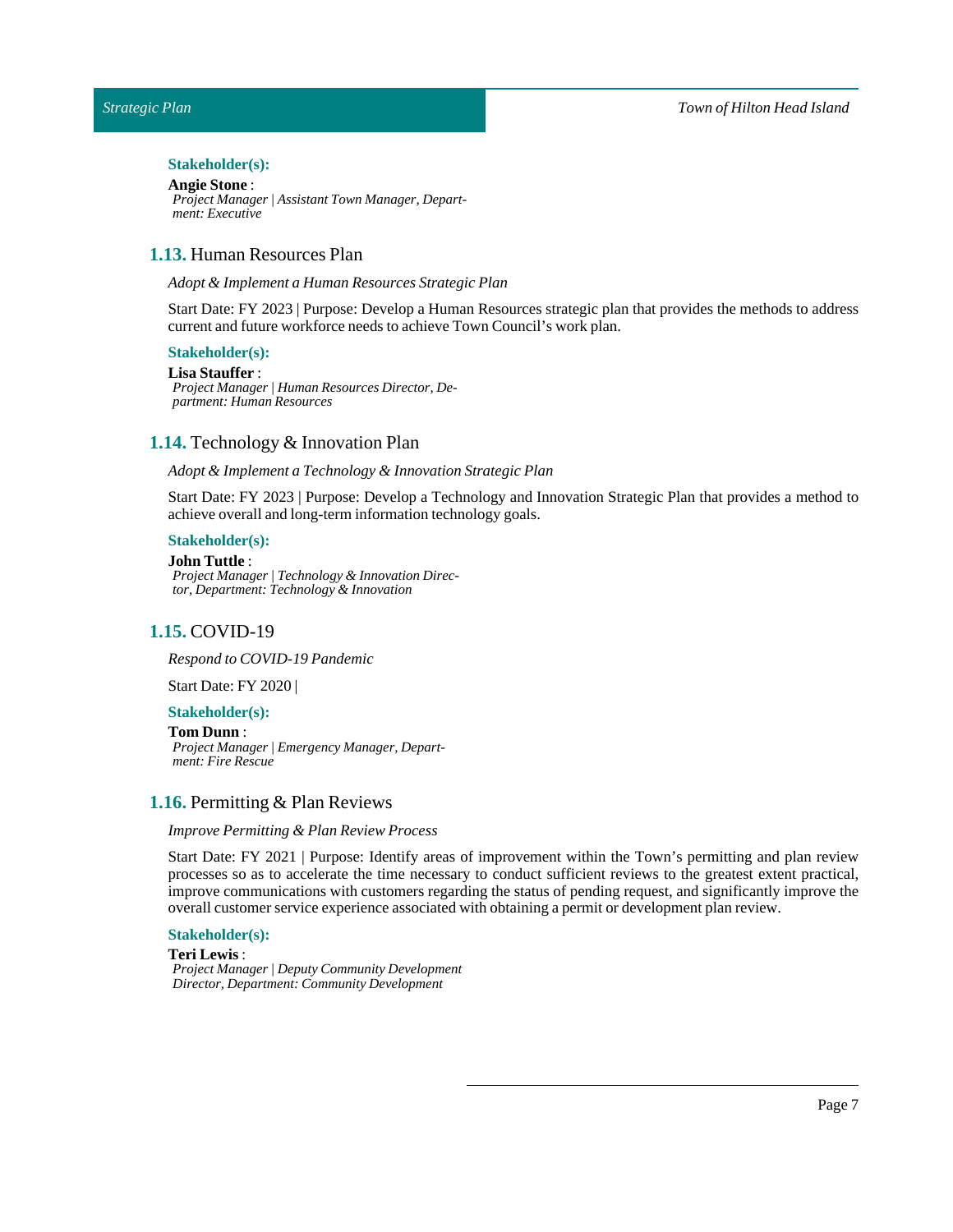**Stakeholder(s):**

**Angie Stone** :
*Project Manager | Assistant Town Manager, Department: Executive*

## 1.13. Human Resources Plan

*Adopt & Implement a Human Resources Strategic Plan*

Start Date: FY 2023 | Purpose: Develop a Human Resources strategic plan that provides the methods to address current and future workforce needs to achieve Town Council's work plan.

**Stakeholder(s):**

**Lisa Stauffer** :
*Project Manager | Human Resources Director, Department: Human Resources*

## 1.14. Technology & Innovation Plan

*Adopt & Implement a Technology & Innovation Strategic Plan*

Start Date: FY 2023 | Purpose: Develop a Technology and Innovation Strategic Plan that provides a method to achieve overall and long-term information technology goals.

**Stakeholder(s):**

**John Tuttle** :
*Project Manager | Technology & Innovation Director, Department: Technology & Innovation*

## 1.15. COVID-19

*Respond to COVID-19 Pandemic*

Start Date: FY 2020 |

**Stakeholder(s):**

**Tom Dunn** :
*Project Manager | Emergency Manager, Department: Fire Rescue*

## 1.16. Permitting & Plan Reviews

*Improve Permitting & Plan Review Process*

Start Date: FY 2021 | Purpose: Identify areas of improvement within the Town's permitting and plan review processes so as to accelerate the time necessary to conduct sufficient reviews to the greatest extent practical, improve communications with customers regarding the status of pending request, and significantly improve the overall customer service experience associated with obtaining a permit or development plan review.

**Stakeholder(s):**

**Teri Lewis** :
*Project Manager | Deputy Community Development Director, Department: Community Development*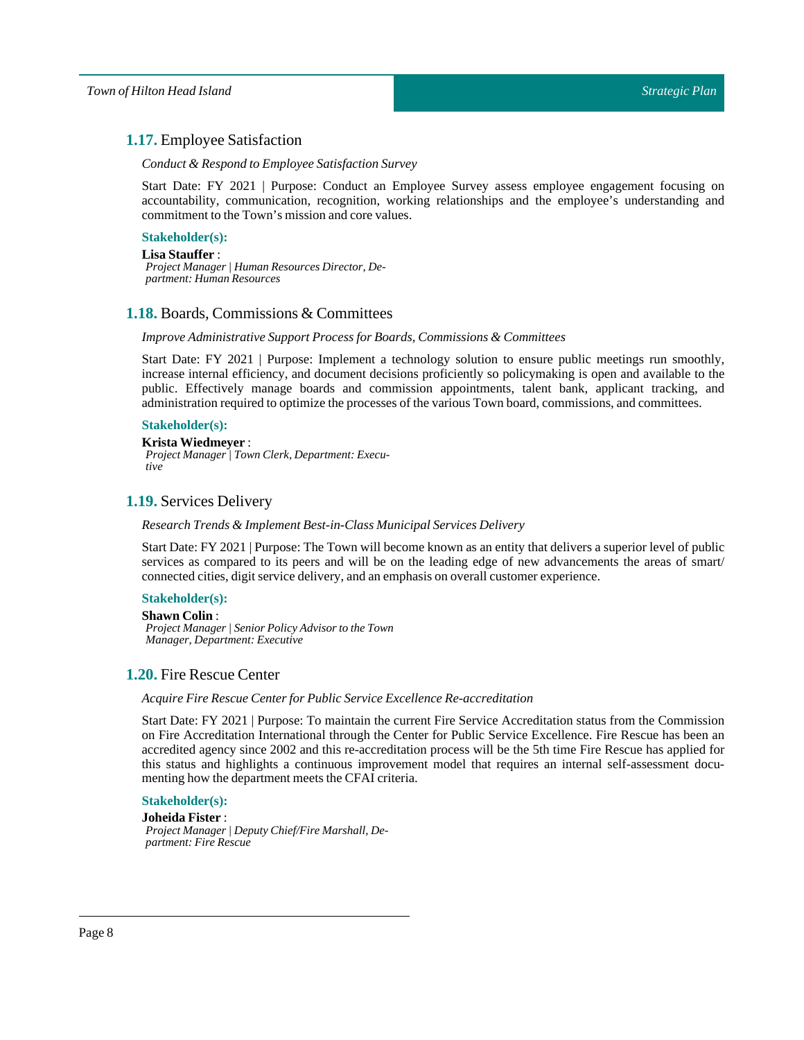## **1.17.** Employee Satisfaction

*Conduct & Respond to Employee Satisfaction Survey*

Start Date: FY 2021 | Purpose: Conduct an Employee Survey assess employee engagement focusing on accountability, communication, recognition, working relationships and the employee's understanding and commitment to the Town's mission and core values.

**Stakeholder(s):**

**Lisa Stauffer** :
*Project Manager | Human Resources Director, Department: Human Resources*

## **1.18.** Boards, Commissions & Committees

*Improve Administrative Support Process for Boards, Commissions & Committees*

Start Date: FY 2021 | Purpose: Implement a technology solution to ensure public meetings run smoothly, increase internal efficiency, and document decisions proficiently so policymaking is open and available to the public. Effectively manage boards and commission appointments, talent bank, applicant tracking, and administration required to optimize the processes of the various Town board, commissions, and committees.

**Stakeholder(s):**

**Krista Wiedmeyer** :
*Project Manager | Town Clerk, Department: Executive*

## **1.19.** Services Delivery

*Research Trends & Implement Best-in-Class Municipal Services Delivery*

Start Date: FY 2021 | Purpose: The Town will become known as an entity that delivers a superior level of public services as compared to its peers and will be on the leading edge of new advancements the areas of smart/connected cities, digit service delivery, and an emphasis on overall customer experience.

**Stakeholder(s):**

**Shawn Colin** :
*Project Manager | Senior Policy Advisor to the Town Manager, Department: Executive*

## **1.20.** Fire Rescue Center

*Acquire Fire Rescue Center for Public Service Excellence Re-accreditation*

Start Date: FY 2021 | Purpose: To maintain the current Fire Service Accreditation status from the Commission on Fire Accreditation International through the Center for Public Service Excellence. Fire Rescue has been an accredited agency since 2002 and this re-accreditation process will be the 5th time Fire Rescue has applied for this status and highlights a continuous improvement model that requires an internal self-assessment documenting how the department meets the CFAI criteria.

**Stakeholder(s):**

**Joheida Fister** :
*Project Manager | Deputy Chief/Fire Marshall, Department: Fire Rescue*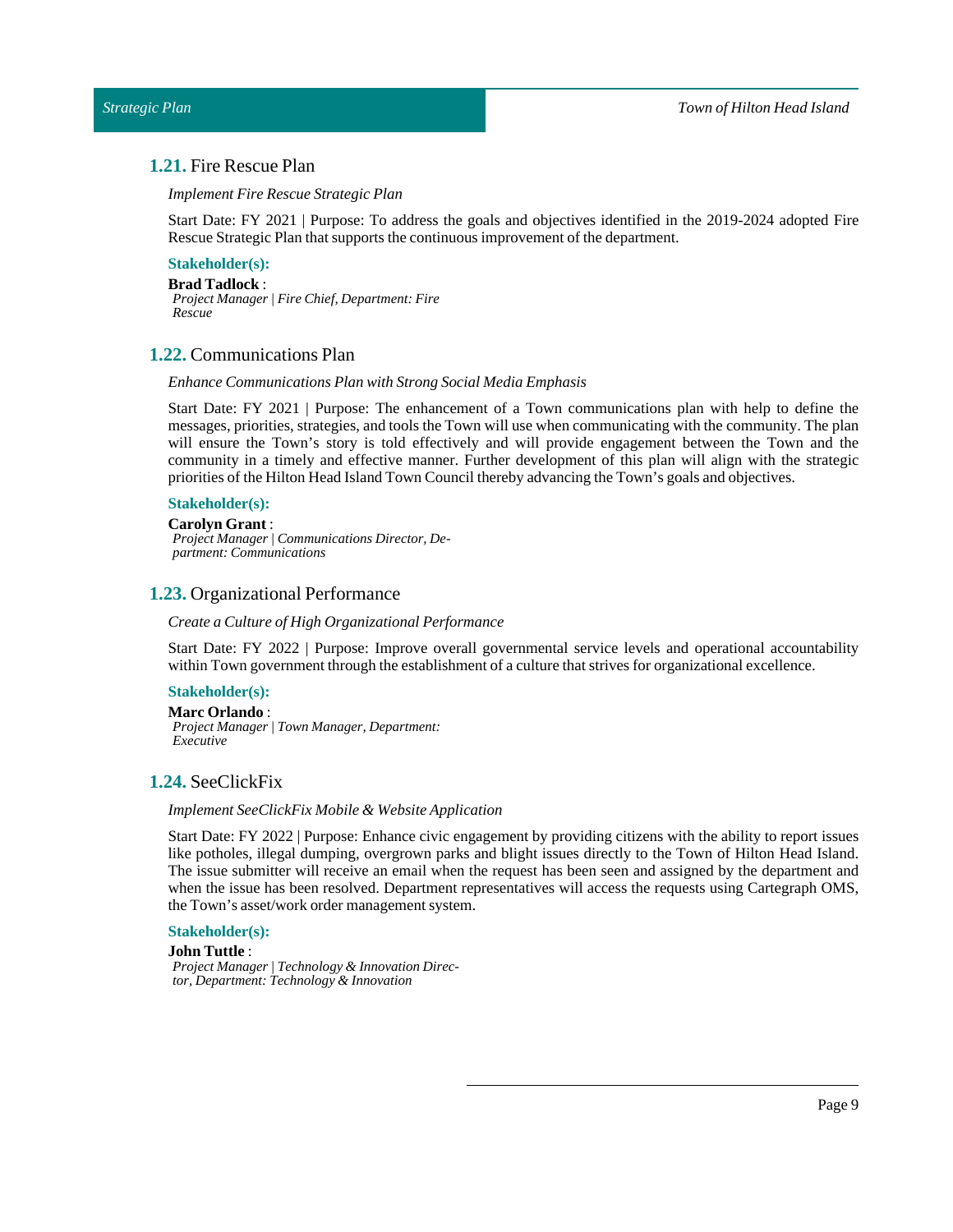## 1.21. Fire Rescue Plan

*Implement Fire Rescue Strategic Plan*

Start Date: FY 2021 | Purpose: To address the goals and objectives identified in the 2019-2024 adopted Fire Rescue Strategic Plan that supports the continuous improvement of the department.

**Stakeholder(s):**

**Brad Tadlock** :
*Project Manager | Fire Chief, Department: Fire Rescue*

## 1.22. Communications Plan

*Enhance Communications Plan with Strong Social Media Emphasis*

Start Date: FY 2021 | Purpose: The enhancement of a Town communications plan with help to define the messages, priorities, strategies, and tools the Town will use when communicating with the community. The plan will ensure the Town's story is told effectively and will provide engagement between the Town and the community in a timely and effective manner. Further development of this plan will align with the strategic priorities of the Hilton Head Island Town Council thereby advancing the Town's goals and objectives.

**Stakeholder(s):**

**Carolyn Grant** :
*Project Manager | Communications Director, Department: Communications*

## 1.23. Organizational Performance

*Create a Culture of High Organizational Performance*

Start Date: FY 2022 | Purpose: Improve overall governmental service levels and operational accountability within Town government through the establishment of a culture that strives for organizational excellence.

**Stakeholder(s):**

**Marc Orlando** :
*Project Manager | Town Manager, Department: Executive*

## 1.24. SeeClickFix

*Implement SeeClickFix Mobile & Website Application*

Start Date: FY 2022 | Purpose: Enhance civic engagement by providing citizens with the ability to report issues like potholes, illegal dumping, overgrown parks and blight issues directly to the Town of Hilton Head Island. The issue submitter will receive an email when the request has been seen and assigned by the department and when the issue has been resolved. Department representatives will access the requests using Cartegraph OMS, the Town's asset/work order management system.

**Stakeholder(s):**

**John Tuttle** :
*Project Manager | Technology & Innovation Director, Department: Technology & Innovation*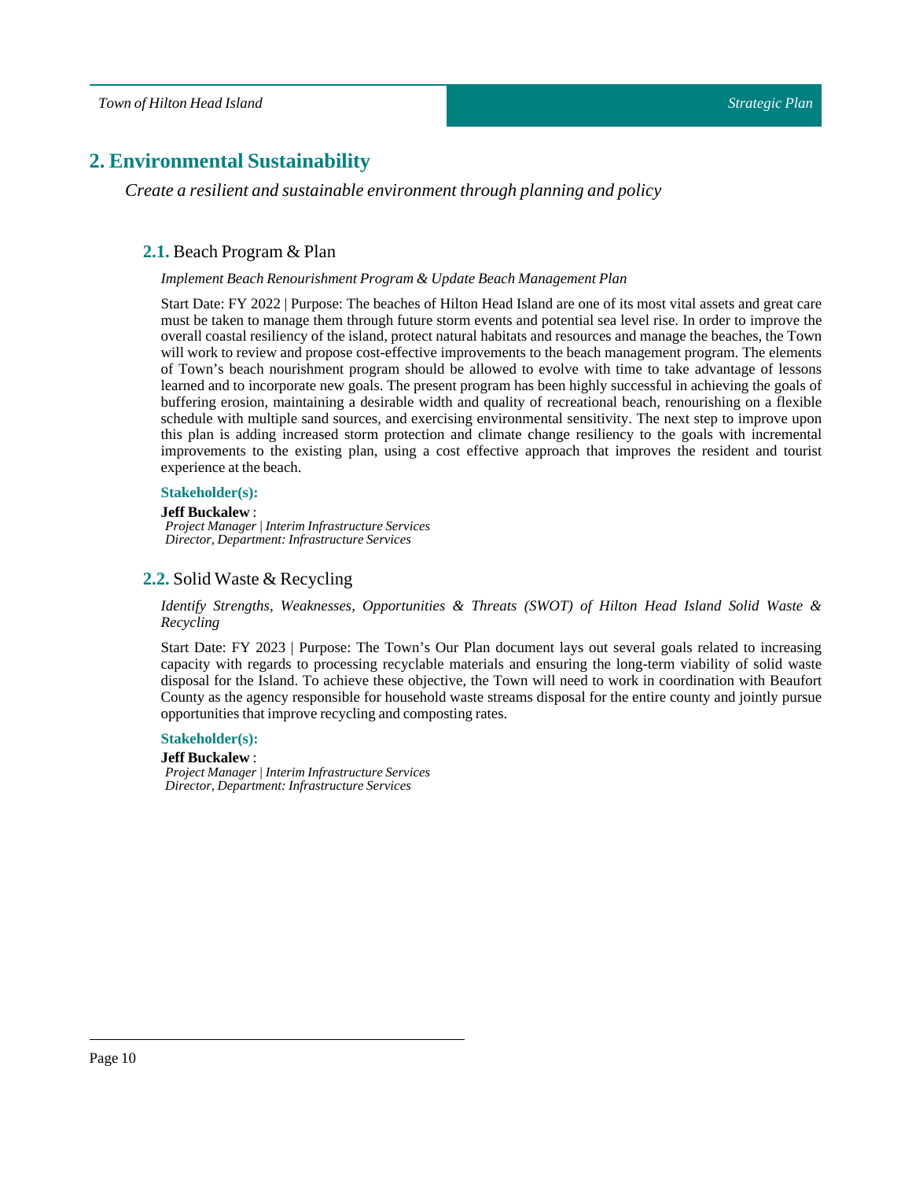## 2. Environmental Sustainability

*Create a resilient and sustainable environment through planning and policy*

### 2.1. Beach Program & Plan

*Implement Beach Renourishment Program & Update Beach Management Plan*

Start Date: FY 2022 | Purpose: The beaches of Hilton Head Island are one of its most vital assets and great care must be taken to manage them through future storm events and potential sea level rise. In order to improve the overall coastal resiliency of the island, protect natural habitats and resources and manage the beaches, the Town will work to review and propose cost-effective improvements to the beach management program. The elements of Town's beach nourishment program should be allowed to evolve with time to take advantage of lessons learned and to incorporate new goals. The present program has been highly successful in achieving the goals of buffering erosion, maintaining a desirable width and quality of recreational beach, renourishing on a flexible schedule with multiple sand sources, and exercising environmental sensitivity. The next step to improve upon this plan is adding increased storm protection and climate change resiliency to the goals with incremental improvements to the existing plan, using a cost effective approach that improves the resident and tourist experience at the beach.

**Stakeholder(s):**

**Jeff Buckalew** :
*Project Manager | Interim Infrastructure Services*
*Director, Department: Infrastructure Services*

### 2.2. Solid Waste & Recycling

*Identify Strengths, Weaknesses, Opportunities & Threats (SWOT) of Hilton Head Island Solid Waste & Recycling*

Start Date: FY 2023 | Purpose: The Town's Our Plan document lays out several goals related to increasing capacity with regards to processing recyclable materials and ensuring the long-term viability of solid waste disposal for the Island. To achieve these objective, the Town will need to work in coordination with Beaufort County as the agency responsible for household waste streams disposal for the entire county and jointly pursue opportunities that improve recycling and composting rates.

**Stakeholder(s):**

**Jeff Buckalew** :
*Project Manager | Interim Infrastructure Services*
*Director, Department: Infrastructure Services*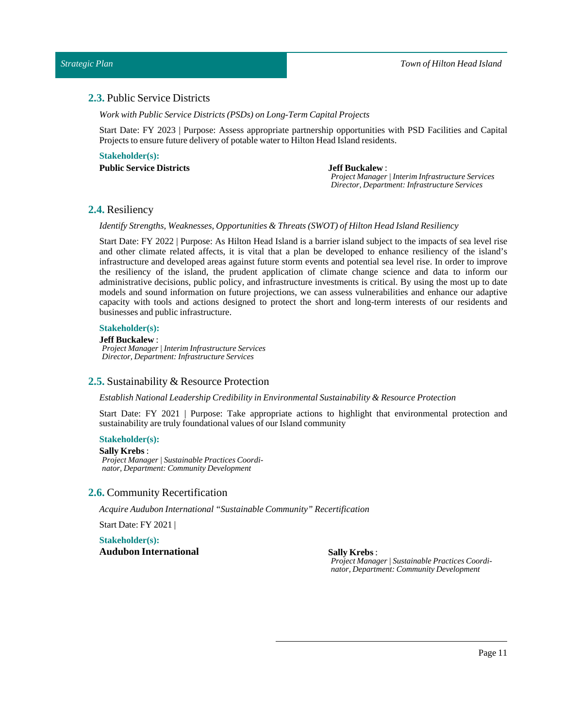## **2.3.** Public Service Districts

*Work with Public Service Districts (PSDs) on Long-Term Capital Projects*

Start Date: FY 2023 | Purpose: Assess appropriate partnership opportunities with PSD Facilities and Capital Projects to ensure future delivery of potable water to Hilton Head Island residents.

**Stakeholder(s):**

**Public Service Districts**

**Jeff Buckalew** :
*Project Manager | Interim Infrastructure Services Director, Department: Infrastructure Services*

## **2.4.** Resiliency

*Identify Strengths, Weaknesses, Opportunities & Threats (SWOT) of Hilton Head Island Resiliency*

Start Date: FY 2022 | Purpose: As Hilton Head Island is a barrier island subject to the impacts of sea level rise and other climate related affects, it is vital that a plan be developed to enhance resiliency of the island's infrastructure and developed areas against future storm events and potential sea level rise. In order to improve the resiliency of the island, the prudent application of climate change science and data to inform our administrative decisions, public policy, and infrastructure investments is critical. By using the most up to date models and sound information on future projections, we can assess vulnerabilities and enhance our adaptive capacity with tools and actions designed to protect the short and long-term interests of our residents and businesses and public infrastructure.

**Stakeholder(s):**

**Jeff Buckalew** :
*Project Manager | Interim Infrastructure Services Director, Department: Infrastructure Services*

## **2.5.** Sustainability & Resource Protection

*Establish National Leadership Credibility in Environmental Sustainability & Resource Protection*

Start Date: FY 2021 | Purpose: Take appropriate actions to highlight that environmental protection and sustainability are truly foundational values of our Island community

**Stakeholder(s):**

**Sally Krebs** :
*Project Manager | Sustainable Practices Coordinator, Department: Community Development*

## **2.6.** Community Recertification

*Acquire Audubon International "Sustainable Community" Recertification*

Start Date: FY 2021 |

**Stakeholder(s):**

**Audubon International**

**Sally Krebs** :
*Project Manager | Sustainable Practices Coordinator, Department: Community Development*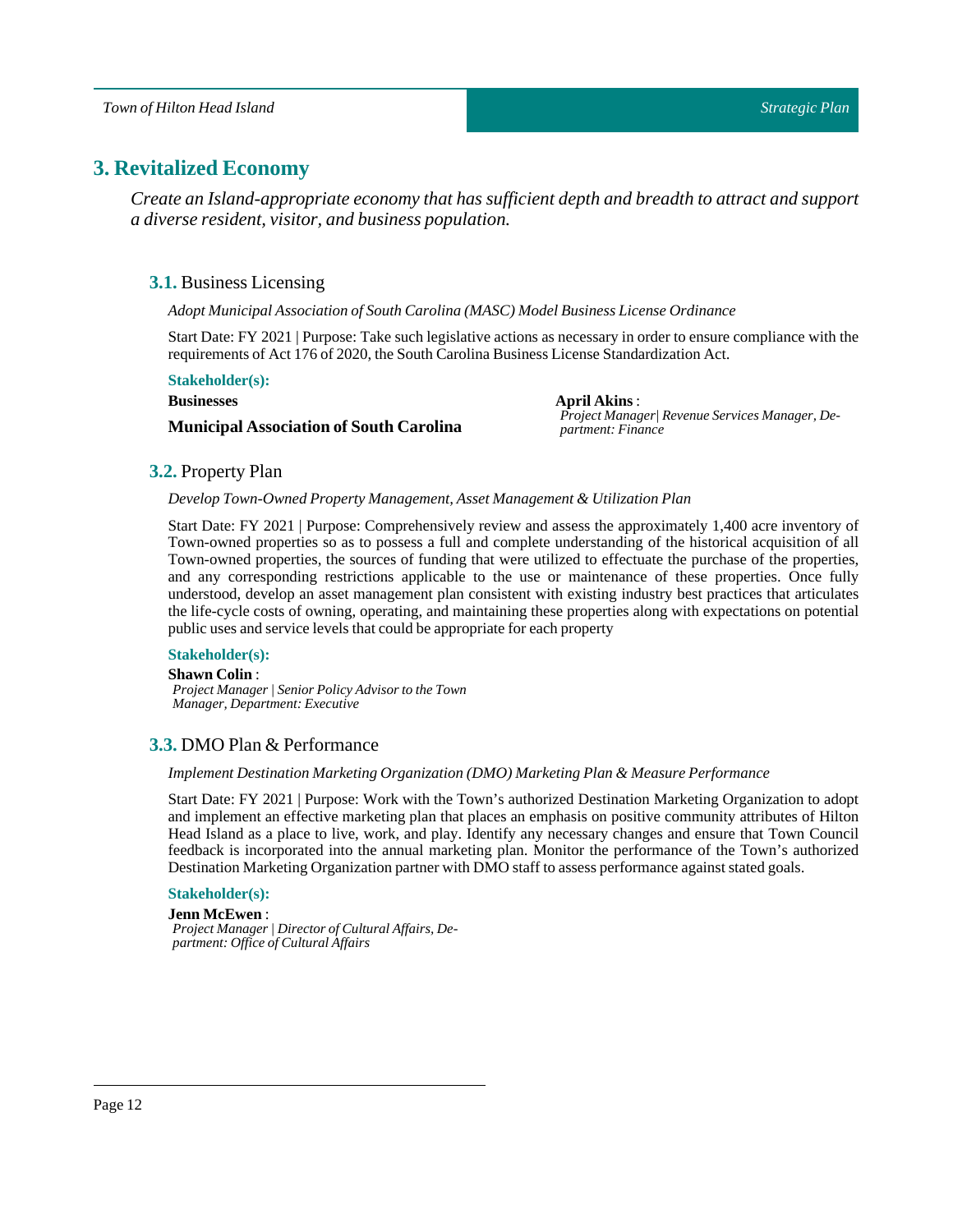# 3. Revitalized Economy

*Create an Island-appropriate economy that has sufficient depth and breadth to attract and support a diverse resident, visitor, and business population.*

## 3.1. Business Licensing

*Adopt Municipal Association of South Carolina (MASC) Model Business License Ordinance*

Start Date: FY 2021 | Purpose: Take such legislative actions as necessary in order to ensure compliance with the requirements of Act 176 of 2020, the South Carolina Business License Standardization Act.

**Stakeholder(s):**

**Businesses**

**Municipal Association of South Carolina**

**April Akins** :
*Project Manager| Revenue Services Manager, Department: Finance*

## 3.2. Property Plan

*Develop Town-Owned Property Management, Asset Management & Utilization Plan*

Start Date: FY 2021 | Purpose: Comprehensively review and assess the approximately 1,400 acre inventory of Town-owned properties so as to possess a full and complete understanding of the historical acquisition of all Town-owned properties, the sources of funding that were utilized to effectuate the purchase of the properties, and any corresponding restrictions applicable to the use or maintenance of these properties. Once fully understood, develop an asset management plan consistent with existing industry best practices that articulates the life-cycle costs of owning, operating, and maintaining these properties along with expectations on potential public uses and service levels that could be appropriate for each property

**Stakeholder(s):**

**Shawn Colin** :
*Project Manager | Senior Policy Advisor to the Town Manager, Department: Executive*

## 3.3. DMO Plan & Performance

*Implement Destination Marketing Organization (DMO) Marketing Plan & Measure Performance*

Start Date: FY 2021 | Purpose: Work with the Town's authorized Destination Marketing Organization to adopt and implement an effective marketing plan that places an emphasis on positive community attributes of Hilton Head Island as a place to live, work, and play. Identify any necessary changes and ensure that Town Council feedback is incorporated into the annual marketing plan. Monitor the performance of the Town's authorized Destination Marketing Organization partner with DMO staff to assess performance against stated goals.

**Stakeholder(s):**

**Jenn McEwen** :
*Project Manager | Director of Cultural Affairs, Department: Office of Cultural Affairs*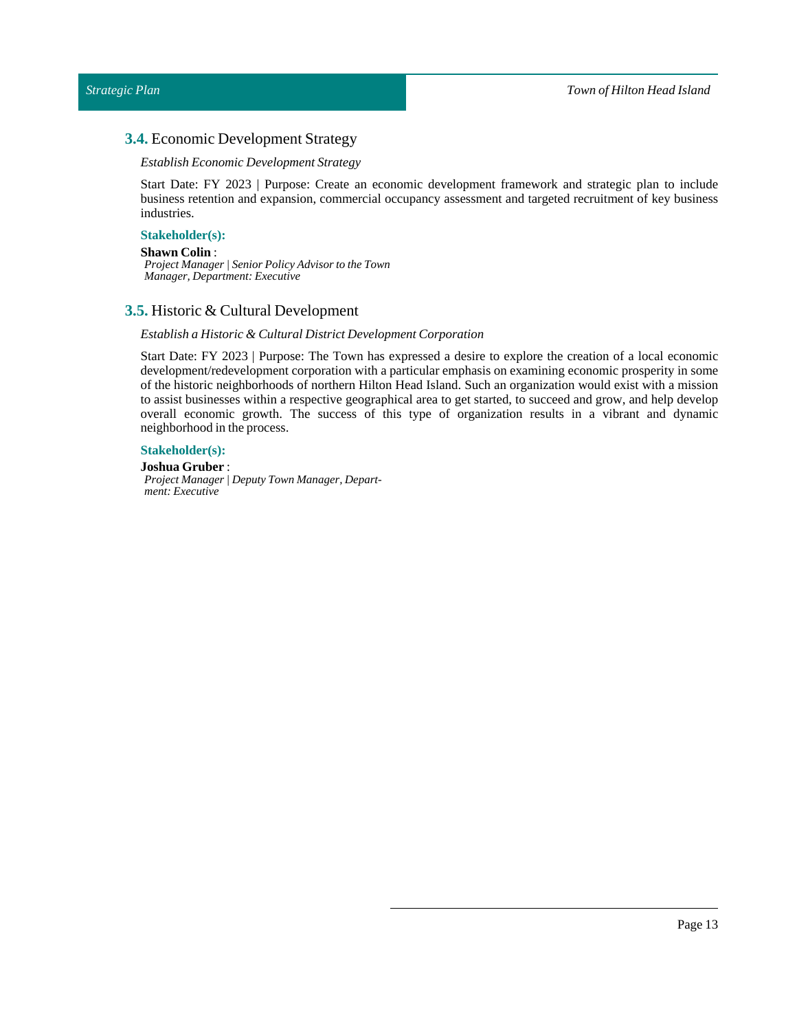## 3.4. Economic Development Strategy

*Establish Economic Development Strategy*

Start Date: FY 2023 | Purpose: Create an economic development framework and strategic plan to include business retention and expansion, commercial occupancy assessment and targeted recruitment of key business industries.

**Stakeholder(s):**

**Shawn Colin** :
*Project Manager | Senior Policy Advisor to the Town Manager, Department: Executive*

## 3.5. Historic & Cultural Development

*Establish a Historic & Cultural District Development Corporation*

Start Date: FY 2023 | Purpose: The Town has expressed a desire to explore the creation of a local economic development/redevelopment corporation with a particular emphasis on examining economic prosperity in some of the historic neighborhoods of northern Hilton Head Island. Such an organization would exist with a mission to assist businesses within a respective geographical area to get started, to succeed and grow, and help develop overall economic growth. The success of this type of organization results in a vibrant and dynamic neighborhood in the process.

**Stakeholder(s):**

**Joshua Gruber** :
*Project Manager | Deputy Town Manager, Department: Executive*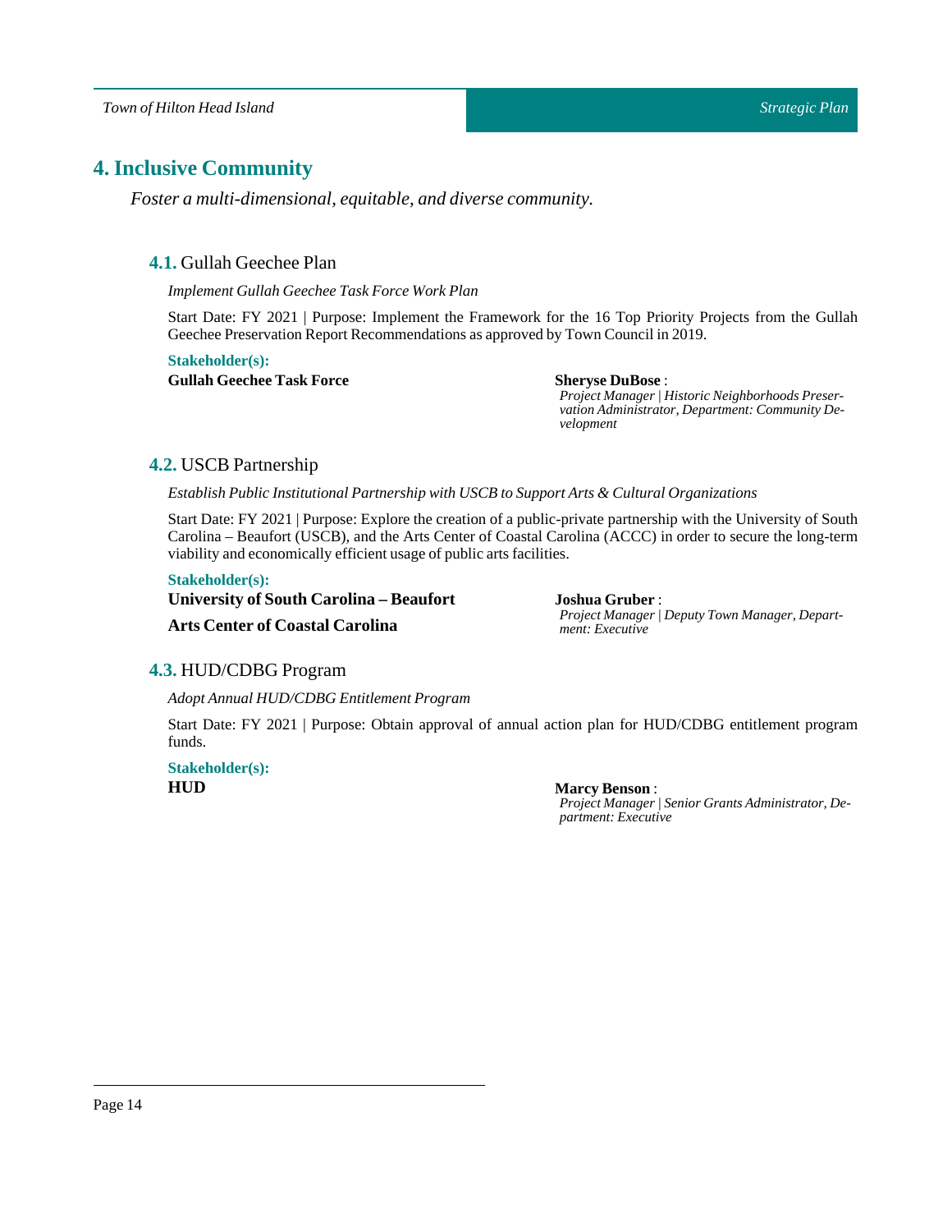## 4. Inclusive Community

*Foster a multi-dimensional, equitable, and diverse community.*

### 4.1. Gullah Geechee Plan

*Implement Gullah Geechee Task Force Work Plan*

Start Date: FY 2021 | Purpose: Implement the Framework for the 16 Top Priority Projects from the Gullah Geechee Preservation Report Recommendations as approved by Town Council in 2019.

**Stakeholder(s):**

**Gullah Geechee Task Force**

**Sheryse DuBose** :
*Project Manager | Historic Neighborhoods Preservation Administrator, Department: Community Development*

### 4.2. USCB Partnership

*Establish Public Institutional Partnership with USCB to Support Arts & Cultural Organizations*

Start Date: FY 2021 | Purpose: Explore the creation of a public-private partnership with the University of South Carolina – Beaufort (USCB), and the Arts Center of Coastal Carolina (ACCC) in order to secure the long-term viability and economically efficient usage of public arts facilities.

**Stakeholder(s):**

**University of South Carolina – Beaufort**

**Arts Center of Coastal Carolina**

**Joshua Gruber** :
*Project Manager | Deputy Town Manager, Department: Executive*

### 4.3. HUD/CDBG Program

*Adopt Annual HUD/CDBG Entitlement Program*

Start Date: FY 2021 | Purpose: Obtain approval of annual action plan for HUD/CDBG entitlement program funds.

**Stakeholder(s):**

**HUD**

**Marcy Benson** :
*Project Manager | Senior Grants Administrator, Department: Executive*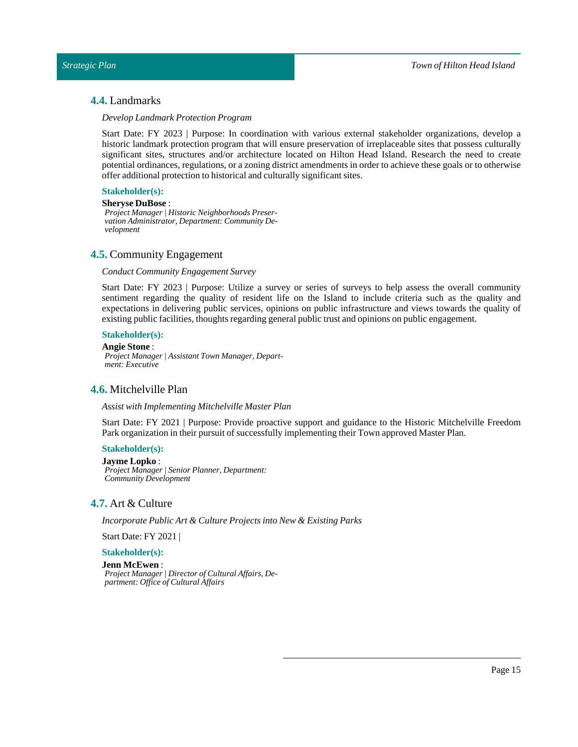## 4.4. Landmarks

*Develop Landmark Protection Program*

Start Date: FY 2023 | Purpose: In coordination with various external stakeholder organizations, develop a historic landmark protection program that will ensure preservation of irreplaceable sites that possess culturally significant sites, structures and/or architecture located on Hilton Head Island. Research the need to create potential ordinances, regulations, or a zoning district amendments in order to achieve these goals or to otherwise offer additional protection to historical and culturally significant sites.

**Stakeholder(s):**

**Sheryse DuBose** :
*Project Manager | Historic Neighborhoods Preservation Administrator, Department: Community Development*

## 4.5. Community Engagement

*Conduct Community Engagement Survey*

Start Date: FY 2023 | Purpose: Utilize a survey or series of surveys to help assess the overall community sentiment regarding the quality of resident life on the Island to include criteria such as the quality and expectations in delivering public services, opinions on public infrastructure and views towards the quality of existing public facilities, thoughts regarding general public trust and opinions on public engagement.

**Stakeholder(s):**

**Angie Stone** :
*Project Manager | Assistant Town Manager, Department: Executive*

## 4.6. Mitchelville Plan

*Assist with Implementing Mitchelville Master Plan*

Start Date: FY 2021 | Purpose: Provide proactive support and guidance to the Historic Mitchelville Freedom Park organization in their pursuit of successfully implementing their Town approved Master Plan.

**Stakeholder(s):**

**Jayme Lopko** :
*Project Manager | Senior Planner, Department: Community Development*

## 4.7. Art & Culture

*Incorporate Public Art & Culture Projects into New & Existing Parks*

Start Date: FY 2021 |

**Stakeholder(s):**

**Jenn McEwen** :
*Project Manager | Director of Cultural Affairs, Department: Office of Cultural Affairs*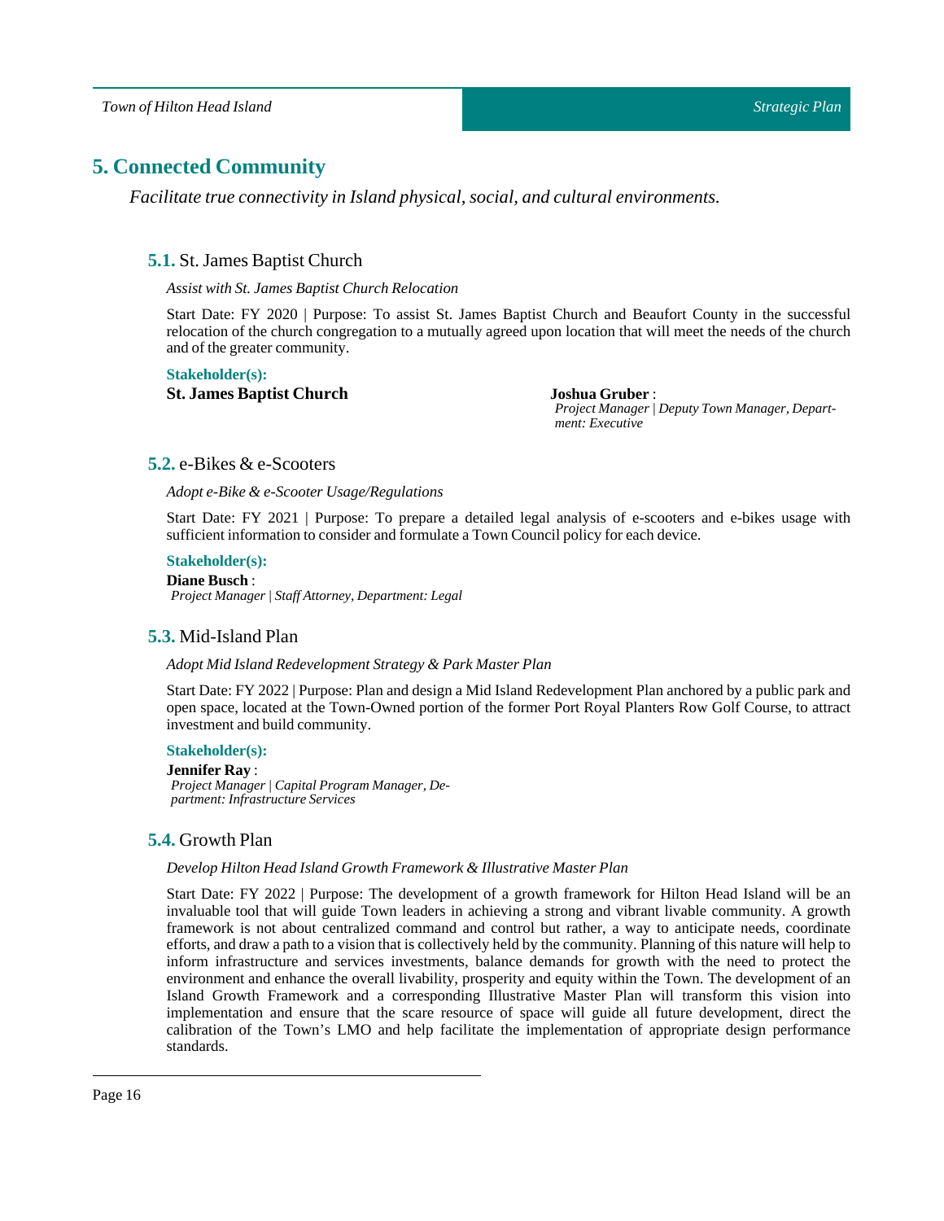## 5. Connected Community

*Facilitate true connectivity in Island physical, social, and cultural environments.*

### 5.1. St. James Baptist Church

*Assist with St. James Baptist Church Relocation*

Start Date: FY 2020 | Purpose: To assist St. James Baptist Church and Beaufort County in the successful relocation of the church congregation to a mutually agreed upon location that will meet the needs of the church and of the greater community.

**Stakeholder(s):**

**St. James Baptist Church**

**Joshua Gruber** :
*Project Manager | Deputy Town Manager, Department: Executive*

### 5.2. e-Bikes & e-Scooters

*Adopt e-Bike & e-Scooter Usage/Regulations*

Start Date: FY 2021 | Purpose: To prepare a detailed legal analysis of e-scooters and e-bikes usage with sufficient information to consider and formulate a Town Council policy for each device.

**Stakeholder(s):**

**Diane Busch** :
*Project Manager | Staff Attorney, Department: Legal*

### 5.3. Mid-Island Plan

*Adopt Mid Island Redevelopment Strategy & Park Master Plan*

Start Date: FY 2022 | Purpose: Plan and design a Mid Island Redevelopment Plan anchored by a public park and open space, located at the Town-Owned portion of the former Port Royal Planters Row Golf Course, to attract investment and build community.

**Stakeholder(s):**

**Jennifer Ray** :
*Project Manager | Capital Program Manager, Department: Infrastructure Services*

### 5.4. Growth Plan

*Develop Hilton Head Island Growth Framework & Illustrative Master Plan*

Start Date: FY 2022 | Purpose: The development of a growth framework for Hilton Head Island will be an invaluable tool that will guide Town leaders in achieving a strong and vibrant livable community. A growth framework is not about centralized command and control but rather, a way to anticipate needs, coordinate efforts, and draw a path to a vision that is collectively held by the community. Planning of this nature will help to inform infrastructure and services investments, balance demands for growth with the need to protect the environment and enhance the overall livability, prosperity and equity within the Town. The development of an Island Growth Framework and a corresponding Illustrative Master Plan will transform this vision into implementation and ensure that the scare resource of space will guide all future development, direct the calibration of the Town's LMO and help facilitate the implementation of appropriate design performance standards.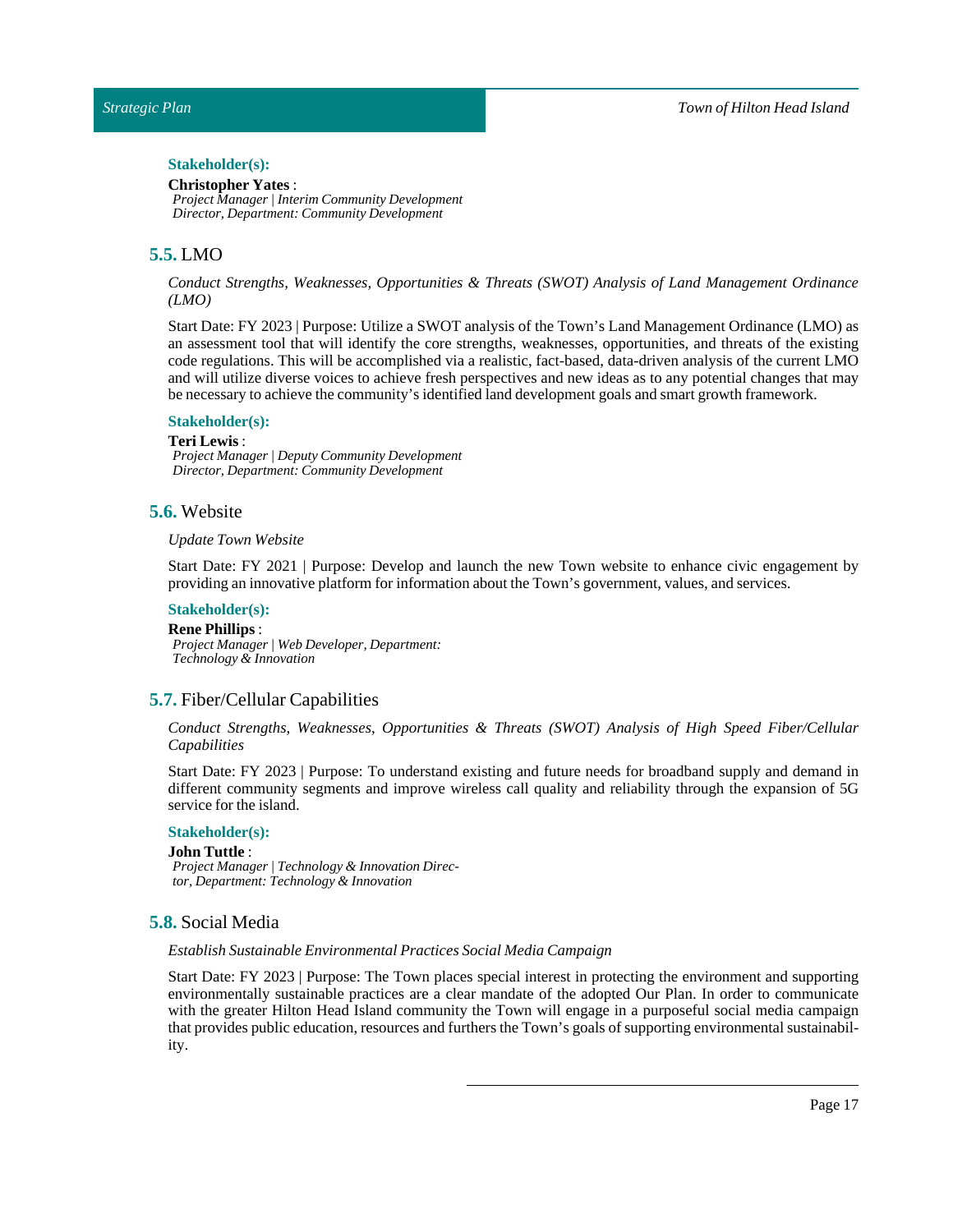#### Stakeholder(s):

**Christopher Yates** :
*Project Manager | Interim Community Development Director, Department: Community Development*

## 5.5. LMO

*Conduct Strengths, Weaknesses, Opportunities & Threats (SWOT) Analysis of Land Management Ordinance (LMO)*

Start Date: FY 2023 | Purpose: Utilize a SWOT analysis of the Town's Land Management Ordinance (LMO) as an assessment tool that will identify the core strengths, weaknesses, opportunities, and threats of the existing code regulations. This will be accomplished via a realistic, fact-based, data-driven analysis of the current LMO and will utilize diverse voices to achieve fresh perspectives and new ideas as to any potential changes that may be necessary to achieve the community's identified land development goals and smart growth framework.

#### Stakeholder(s):

**Teri Lewis** :
*Project Manager | Deputy Community Development Director, Department: Community Development*

## 5.6. Website

*Update Town Website*

Start Date: FY 2021 | Purpose: Develop and launch the new Town website to enhance civic engagement by providing an innovative platform for information about the Town's government, values, and services.

#### Stakeholder(s):

**Rene Phillips** :
*Project Manager | Web Developer, Department: Technology & Innovation*

## 5.7. Fiber/Cellular Capabilities

*Conduct Strengths, Weaknesses, Opportunities & Threats (SWOT) Analysis of High Speed Fiber/Cellular Capabilities*

Start Date: FY 2023 | Purpose: To understand existing and future needs for broadband supply and demand in different community segments and improve wireless call quality and reliability through the expansion of 5G service for the island.

#### Stakeholder(s):

**John Tuttle** :
*Project Manager | Technology & Innovation Director, Department: Technology & Innovation*

## 5.8. Social Media

*Establish Sustainable Environmental Practices Social Media Campaign*

Start Date: FY 2023 | Purpose: The Town places special interest in protecting the environment and supporting environmentally sustainable practices are a clear mandate of the adopted Our Plan. In order to communicate with the greater Hilton Head Island community the Town will engage in a purposeful social media campaign that provides public education, resources and furthers the Town's goals of supporting environmental sustainability.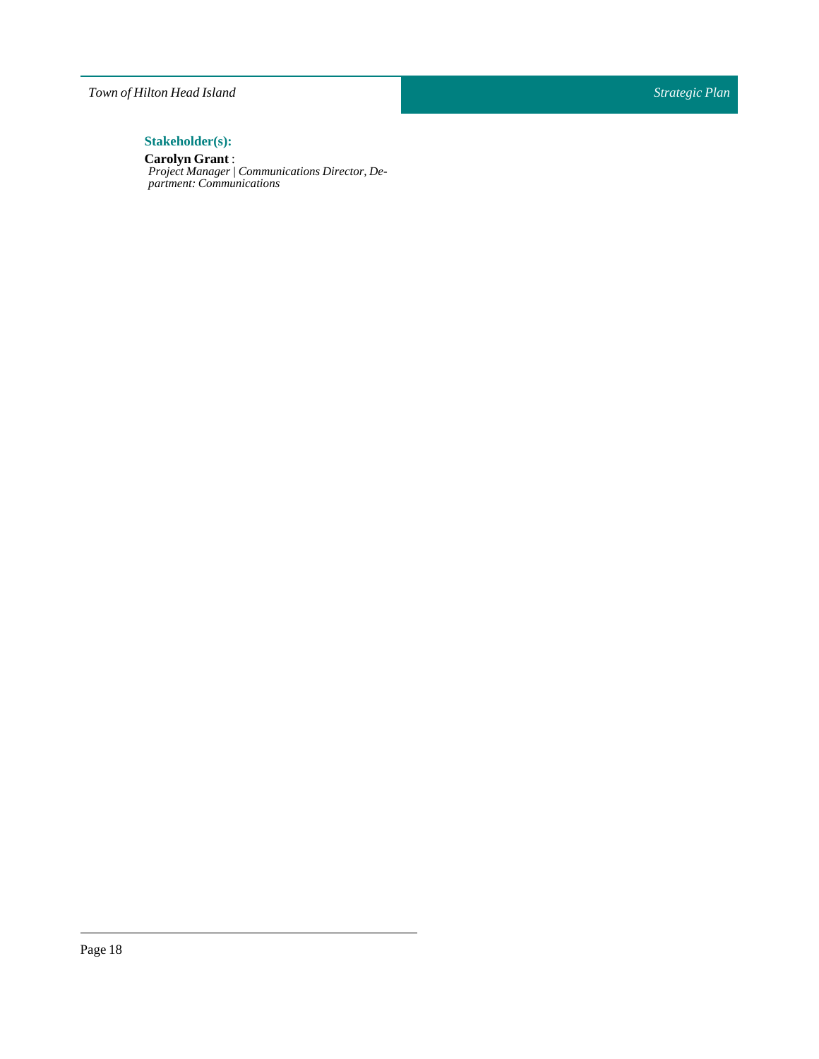### Stakeholder(s):

**Carolyn Grant** :
*Project Manager | Communications Director, Department: Communications*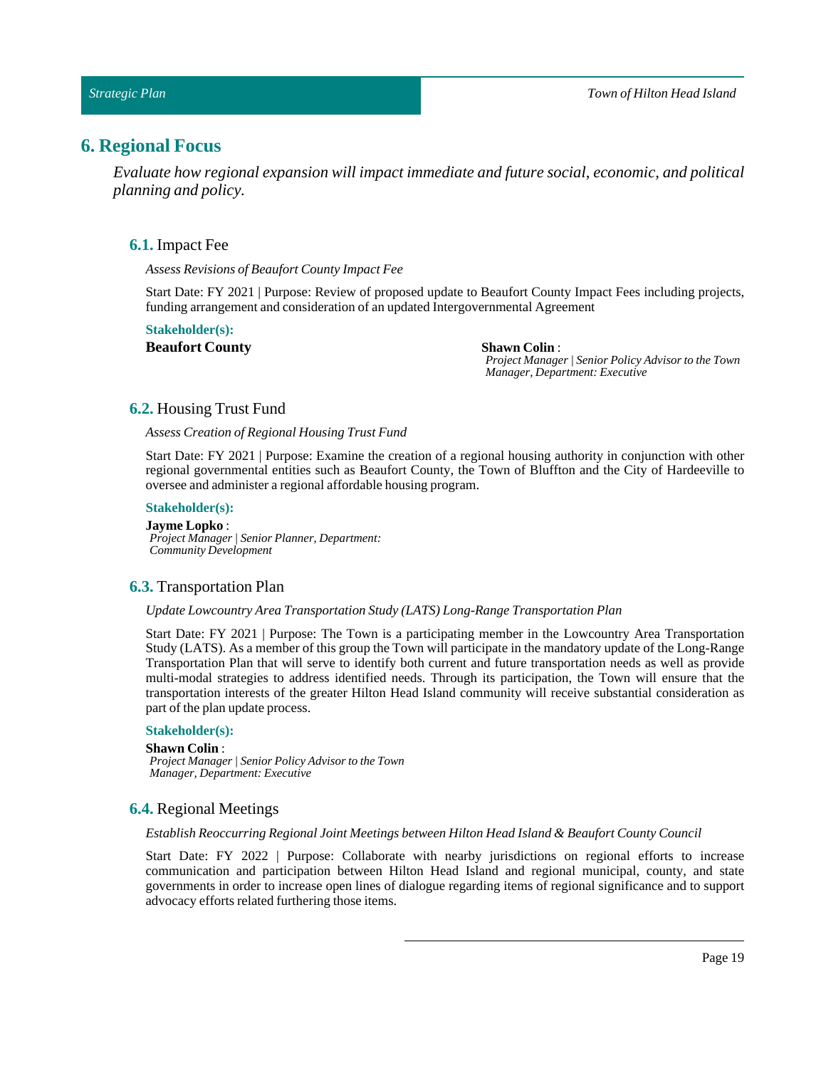## 6. Regional Focus

*Evaluate how regional expansion will impact immediate and future social, economic, and political planning and policy.*

### 6.1. Impact Fee

*Assess Revisions of Beaufort County Impact Fee*

Start Date: FY 2021 | Purpose: Review of proposed update to Beaufort County Impact Fees including projects, funding arrangement and consideration of an updated Intergovernmental Agreement

**Stakeholder(s):**

**Beaufort County**

**Shawn Colin** :
*Project Manager | Senior Policy Advisor to the Town Manager, Department: Executive*

### 6.2. Housing Trust Fund

*Assess Creation of Regional Housing Trust Fund*

Start Date: FY 2021 | Purpose: Examine the creation of a regional housing authority in conjunction with other regional governmental entities such as Beaufort County, the Town of Bluffton and the City of Hardeeville to oversee and administer a regional affordable housing program.

**Stakeholder(s):**

**Jayme Lopko** :
*Project Manager | Senior Planner, Department: Community Development*

### 6.3. Transportation Plan

*Update Lowcountry Area Transportation Study (LATS) Long-Range Transportation Plan*

Start Date: FY 2021 | Purpose: The Town is a participating member in the Lowcountry Area Transportation Study (LATS). As a member of this group the Town will participate in the mandatory update of the Long-Range Transportation Plan that will serve to identify both current and future transportation needs as well as provide multi-modal strategies to address identified needs. Through its participation, the Town will ensure that the transportation interests of the greater Hilton Head Island community will receive substantial consideration as part of the plan update process.

**Stakeholder(s):**

**Shawn Colin** :
*Project Manager | Senior Policy Advisor to the Town Manager, Department: Executive*

### 6.4. Regional Meetings

*Establish Reoccurring Regional Joint Meetings between Hilton Head Island & Beaufort County Council*

Start Date: FY 2022 | Purpose: Collaborate with nearby jurisdictions on regional efforts to increase communication and participation between Hilton Head Island and regional municipal, county, and state governments in order to increase open lines of dialogue regarding items of regional significance and to support advocacy efforts related furthering those items.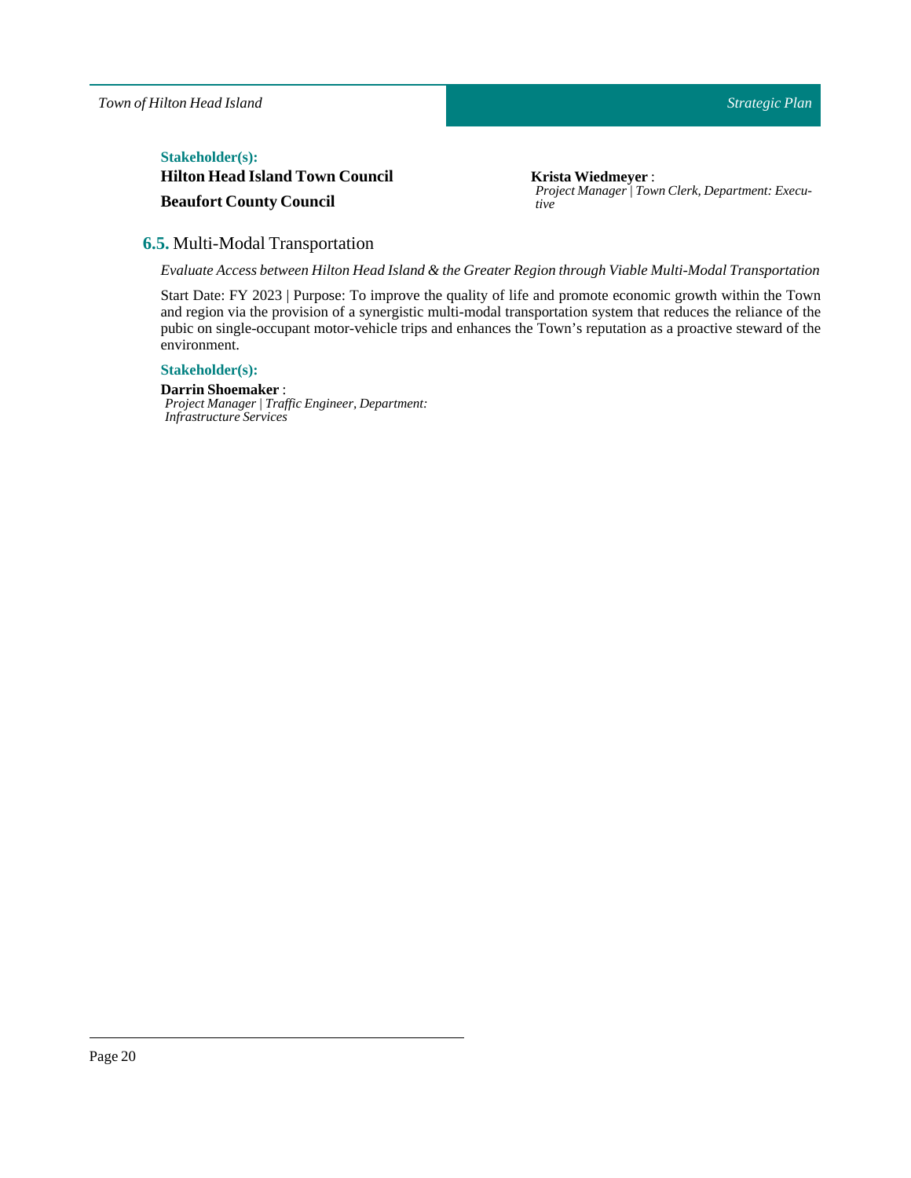**Stakeholder(s):**

**Hilton Head Island Town Council**

**Beaufort County Council**

**Krista Wiedmeyer** :
*Project Manager | Town Clerk, Department: Executive*

## **6.5.** Multi-Modal Transportation

*Evaluate Access between Hilton Head Island & the Greater Region through Viable Multi-Modal Transportation*

Start Date: FY 2023 | Purpose: To improve the quality of life and promote economic growth within the Town and region via the provision of a synergistic multi-modal transportation system that reduces the reliance of the pubic on single-occupant motor-vehicle trips and enhances the Town's reputation as a proactive steward of the environment.

**Stakeholder(s):**

**Darrin Shoemaker** :
*Project Manager | Traffic Engineer, Department: Infrastructure Services*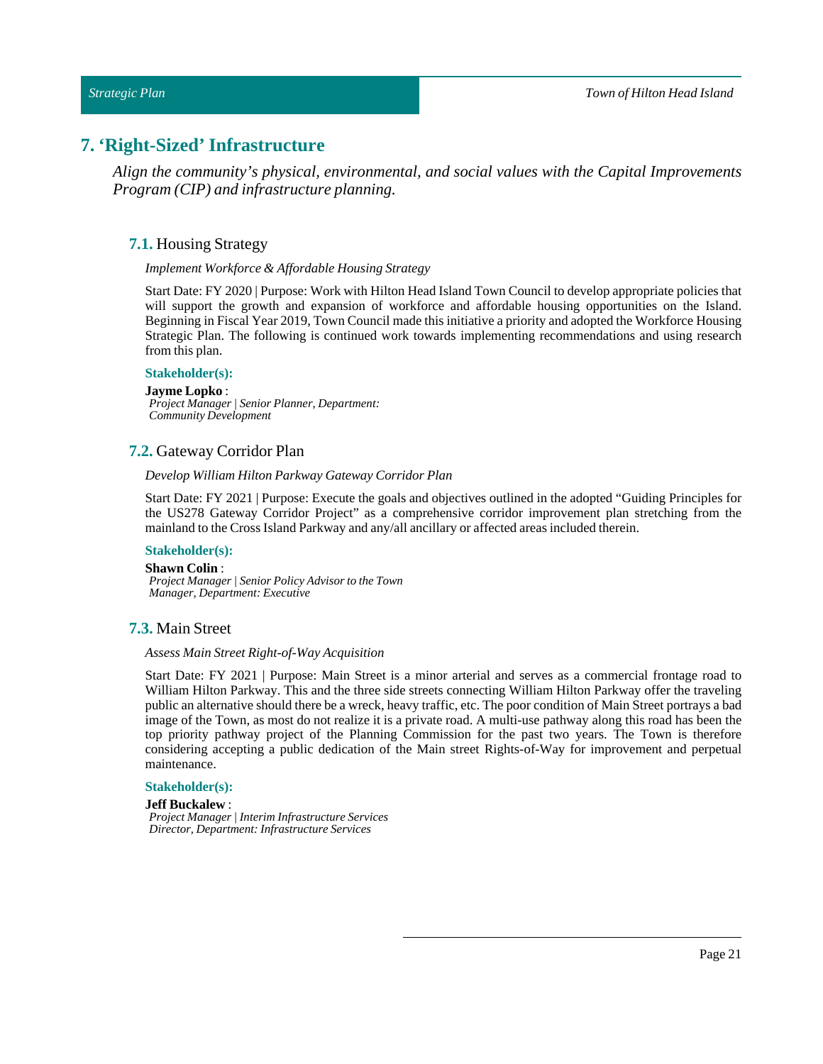# 7. 'Right-Sized' Infrastructure

*Align the community's physical, environmental, and social values with the Capital Improvements Program (CIP) and infrastructure planning.*

## **7.1.** Housing Strategy

*Implement Workforce & Affordable Housing Strategy*

Start Date: FY 2020 | Purpose: Work with Hilton Head Island Town Council to develop appropriate policies that will support the growth and expansion of workforce and affordable housing opportunities on the Island. Beginning in Fiscal Year 2019, Town Council made this initiative a priority and adopted the Workforce Housing Strategic Plan. The following is continued work towards implementing recommendations and using research from this plan.

**Stakeholder(s):**

**Jayme Lopko** :
*Project Manager | Senior Planner, Department: Community Development*

## **7.2.** Gateway Corridor Plan

*Develop William Hilton Parkway Gateway Corridor Plan*

Start Date: FY 2021 | Purpose: Execute the goals and objectives outlined in the adopted "Guiding Principles for the US278 Gateway Corridor Project" as a comprehensive corridor improvement plan stretching from the mainland to the Cross Island Parkway and any/all ancillary or affected areas included therein.

**Stakeholder(s):**

**Shawn Colin** :
*Project Manager | Senior Policy Advisor to the Town Manager, Department: Executive*

## **7.3.** Main Street

*Assess Main Street Right-of-Way Acquisition*

Start Date: FY 2021 | Purpose: Main Street is a minor arterial and serves as a commercial frontage road to William Hilton Parkway. This and the three side streets connecting William Hilton Parkway offer the traveling public an alternative should there be a wreck, heavy traffic, etc. The poor condition of Main Street portrays a bad image of the Town, as most do not realize it is a private road. A multi-use pathway along this road has been the top priority pathway project of the Planning Commission for the past two years. The Town is therefore considering accepting a public dedication of the Main street Rights-of-Way for improvement and perpetual maintenance.

**Stakeholder(s):**

**Jeff Buckalew** :
*Project Manager | Interim Infrastructure Services Director, Department: Infrastructure Services*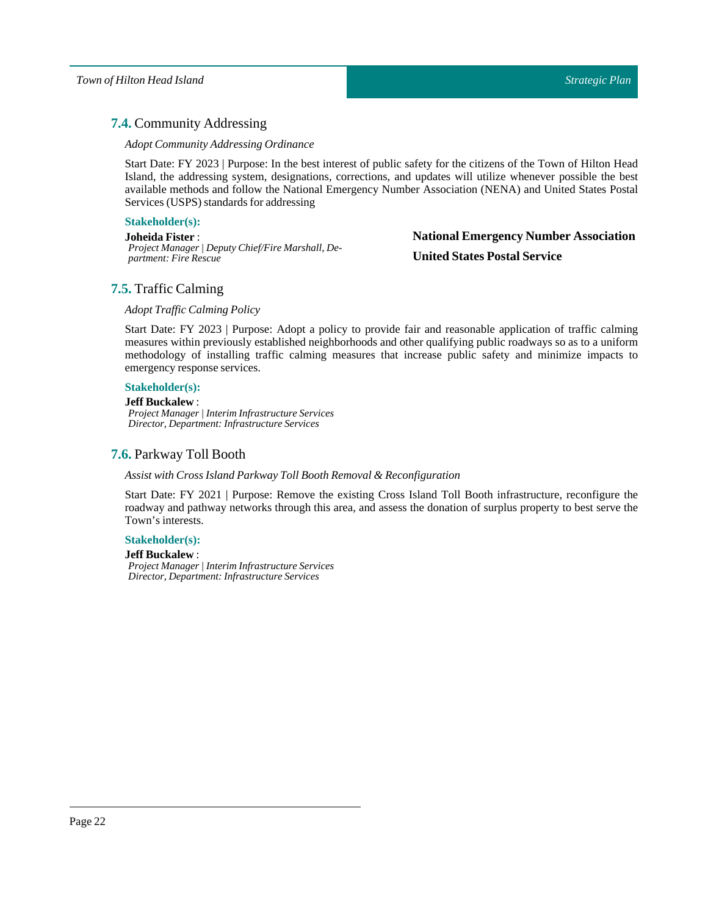## 7.4. Community Addressing

*Adopt Community Addressing Ordinance*

Start Date: FY 2023 | Purpose: In the best interest of public safety for the citizens of the Town of Hilton Head Island, the addressing system, designations, corrections, and updates will utilize whenever possible the best available methods and follow the National Emergency Number Association (NENA) and United States Postal Services (USPS) standards for addressing

**Stakeholder(s):**

**Joheida Fister** :
*Project Manager | Deputy Chief/Fire Marshall, Department: Fire Rescue*

**National Emergency Number Association**

**United States Postal Service**

## 7.5. Traffic Calming

*Adopt Traffic Calming Policy*

Start Date: FY 2023 | Purpose: Adopt a policy to provide fair and reasonable application of traffic calming measures within previously established neighborhoods and other qualifying public roadways so as to a uniform methodology of installing traffic calming measures that increase public safety and minimize impacts to emergency response services.

**Stakeholder(s):**

**Jeff Buckalew** :
*Project Manager | Interim Infrastructure Services Director, Department: Infrastructure Services*

## 7.6. Parkway Toll Booth

*Assist with Cross Island Parkway Toll Booth Removal & Reconfiguration*

Start Date: FY 2021 | Purpose: Remove the existing Cross Island Toll Booth infrastructure, reconfigure the roadway and pathway networks through this area, and assess the donation of surplus property to best serve the Town's interests.

**Stakeholder(s):**

**Jeff Buckalew** :
*Project Manager | Interim Infrastructure Services Director, Department: Infrastructure Services*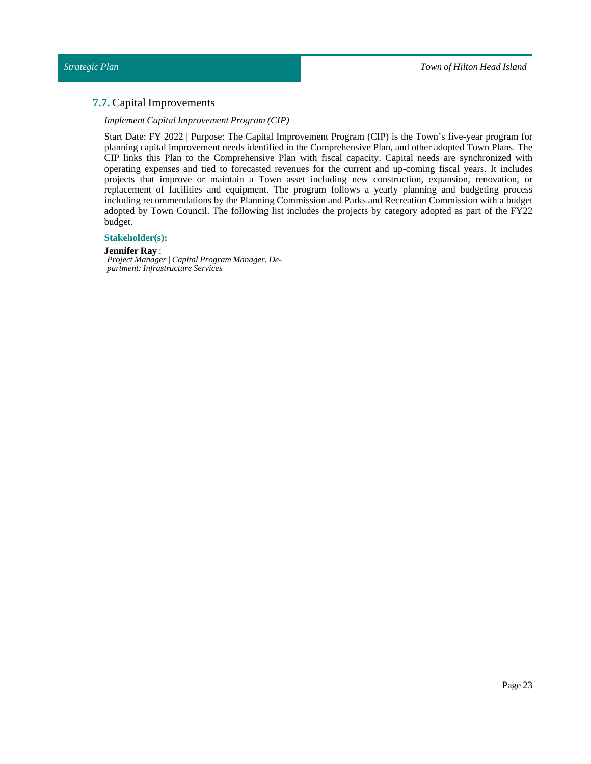## **7.7.** Capital Improvements

*Implement Capital Improvement Program (CIP)*

Start Date: FY 2022 | Purpose: The Capital Improvement Program (CIP) is the Town's five-year program for planning capital improvement needs identified in the Comprehensive Plan, and other adopted Town Plans. The CIP links this Plan to the Comprehensive Plan with fiscal capacity. Capital needs are synchronized with operating expenses and tied to forecasted revenues for the current and up-coming fiscal years. It includes projects that improve or maintain a Town asset including new construction, expansion, renovation, or replacement of facilities and equipment. The program follows a yearly planning and budgeting process including recommendations by the Planning Commission and Parks and Recreation Commission with a budget adopted by Town Council. The following list includes the projects by category adopted as part of the FY22 budget.

**Stakeholder(s):**

**Jennifer Ray** :
*Project Manager | Capital Program Manager, Department: Infrastructure Services*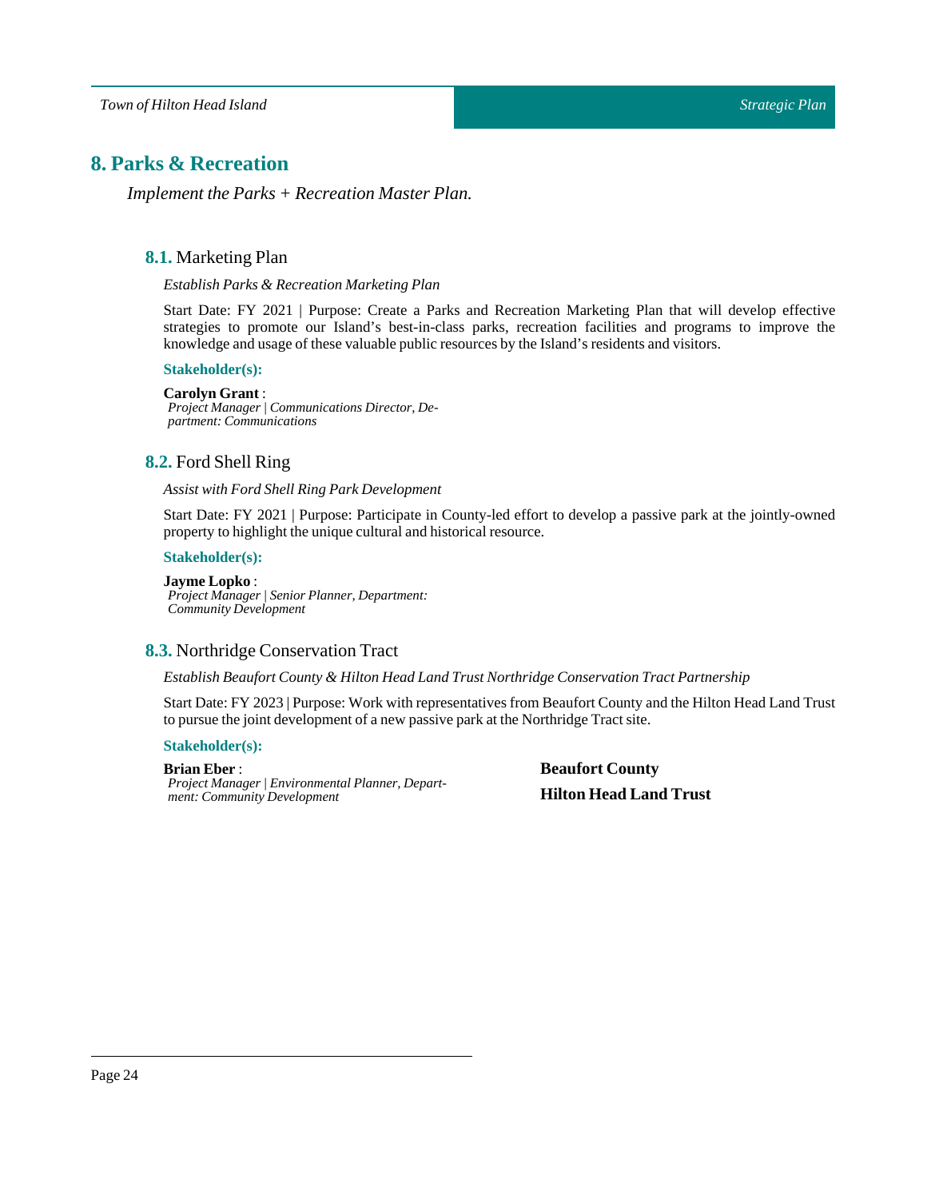## 8. Parks & Recreation

*Implement the Parks + Recreation Master Plan.*

### 8.1. Marketing Plan

*Establish Parks & Recreation Marketing Plan*

Start Date: FY 2021 | Purpose: Create a Parks and Recreation Marketing Plan that will develop effective strategies to promote our Island's best-in-class parks, recreation facilities and programs to improve the knowledge and usage of these valuable public resources by the Island's residents and visitors.

**Stakeholder(s):**

**Carolyn Grant** :
*Project Manager | Communications Director, Department: Communications*

### 8.2. Ford Shell Ring

*Assist with Ford Shell Ring Park Development*

Start Date: FY 2021 | Purpose: Participate in County-led effort to develop a passive park at the jointly-owned property to highlight the unique cultural and historical resource.

**Stakeholder(s):**

**Jayme Lopko** :
*Project Manager | Senior Planner, Department: Community Development*

### 8.3. Northridge Conservation Tract

*Establish Beaufort County & Hilton Head Land Trust Northridge Conservation Tract Partnership*

Start Date: FY 2023 | Purpose: Work with representatives from Beaufort County and the Hilton Head Land Trust to pursue the joint development of a new passive park at the Northridge Tract site.

**Stakeholder(s):**

**Brian Eber** :
*Project Manager | Environmental Planner, Department: Community Development*

**Beaufort County**

**Hilton Head Land Trust**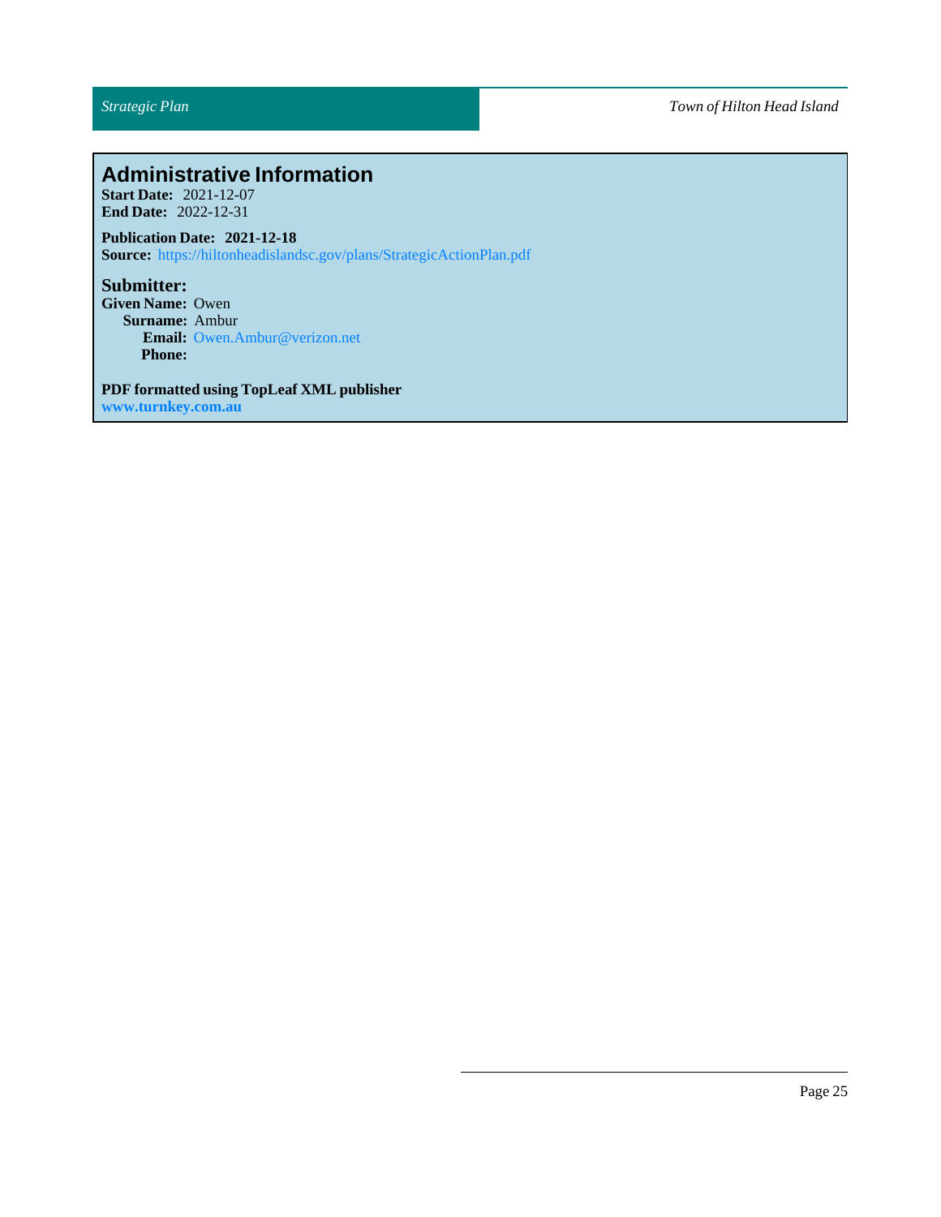## Administrative Information

**Start Date:** 2021-12-07

**End Date:** 2022-12-31

**Publication Date:** **2021-12-18**

**Source:** https://hiltonheadislandsc.gov/plans/StrategicActionPlan.pdf

### Submitter:

**Given Name:** Owen

**Surname:** Ambur

**Email:** Owen.Ambur@verizon.net

**Phone:**

**PDF formatted using TopLeaf XML publisher**

**www.turnkey.com.au**